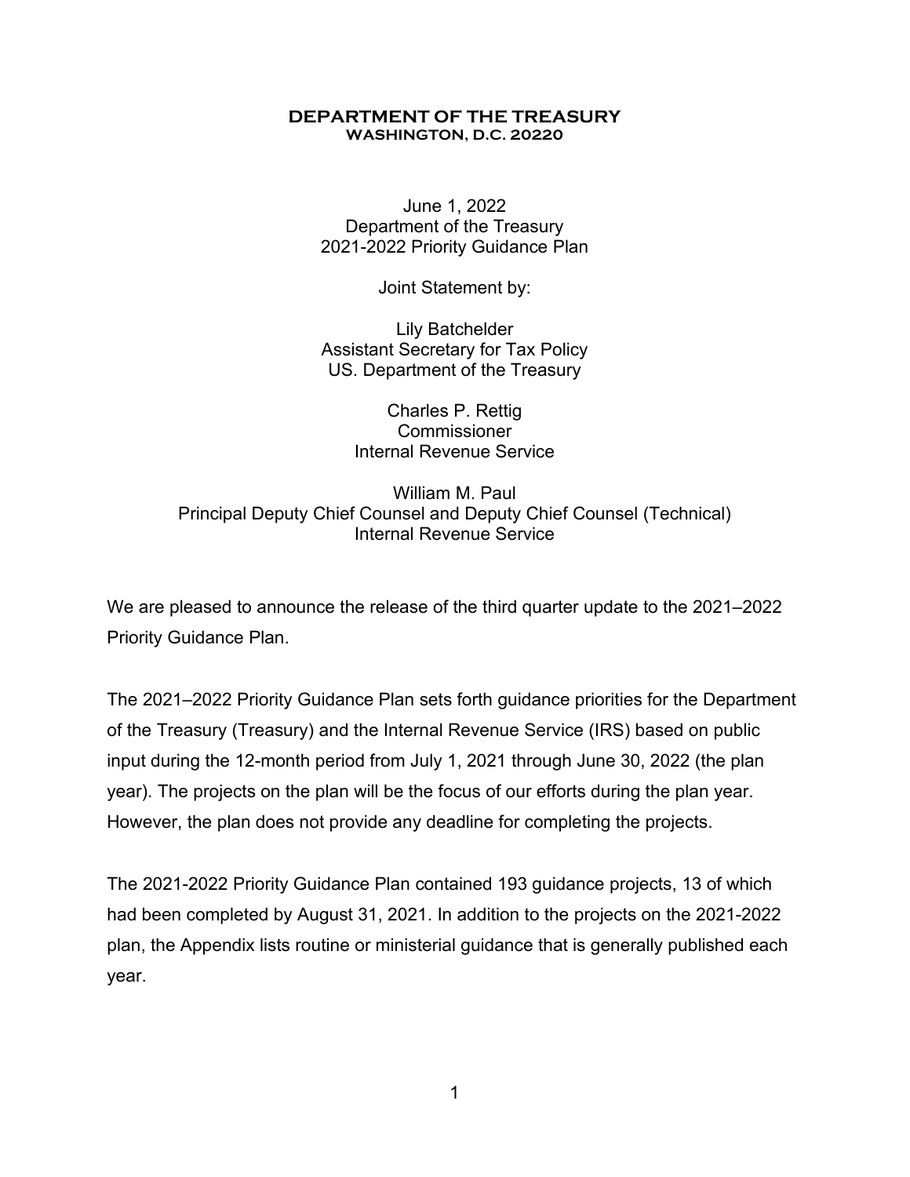**DEPARTMENT OF THE TREASURY**
**WASHINGTON, D.C. 20220**

June 1, 2022
Department of the Treasury
2021-2022 Priority Guidance Plan

Joint Statement by:

Lily Batchelder
Assistant Secretary for Tax Policy
US. Department of the Treasury

Charles P. Rettig
Commissioner
Internal Revenue Service

William M. Paul
Principal Deputy Chief Counsel and Deputy Chief Counsel (Technical)
Internal Revenue Service

We are pleased to announce the release of the third quarter update to the 2021–2022 Priority Guidance Plan.

The 2021–2022 Priority Guidance Plan sets forth guidance priorities for the Department of the Treasury (Treasury) and the Internal Revenue Service (IRS) based on public input during the 12-month period from July 1, 2021 through June 30, 2022 (the plan year). The projects on the plan will be the focus of our efforts during the plan year. However, the plan does not provide any deadline for completing the projects.

The 2021-2022 Priority Guidance Plan contained 193 guidance projects, 13 of which had been completed by August 31, 2021. In addition to the projects on the 2021-2022 plan, the Appendix lists routine or ministerial guidance that is generally published each year.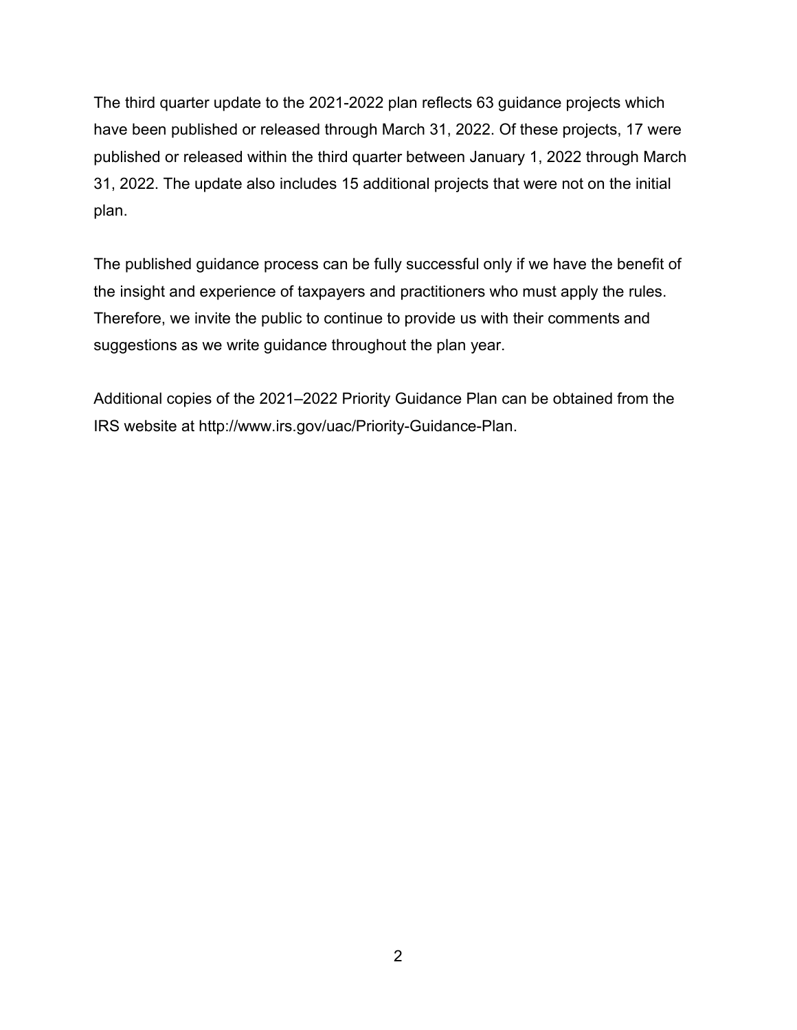The third quarter update to the 2021-2022 plan reflects 63 guidance projects which have been published or released through March 31, 2022. Of these projects, 17 were published or released within the third quarter between January 1, 2022 through March 31, 2022. The update also includes 15 additional projects that were not on the initial plan.

The published guidance process can be fully successful only if we have the benefit of the insight and experience of taxpayers and practitioners who must apply the rules. Therefore, we invite the public to continue to provide us with their comments and suggestions as we write guidance throughout the plan year.

Additional copies of the 2021–2022 Priority Guidance Plan can be obtained from the IRS website at http://www.irs.gov/uac/Priority-Guidance-Plan.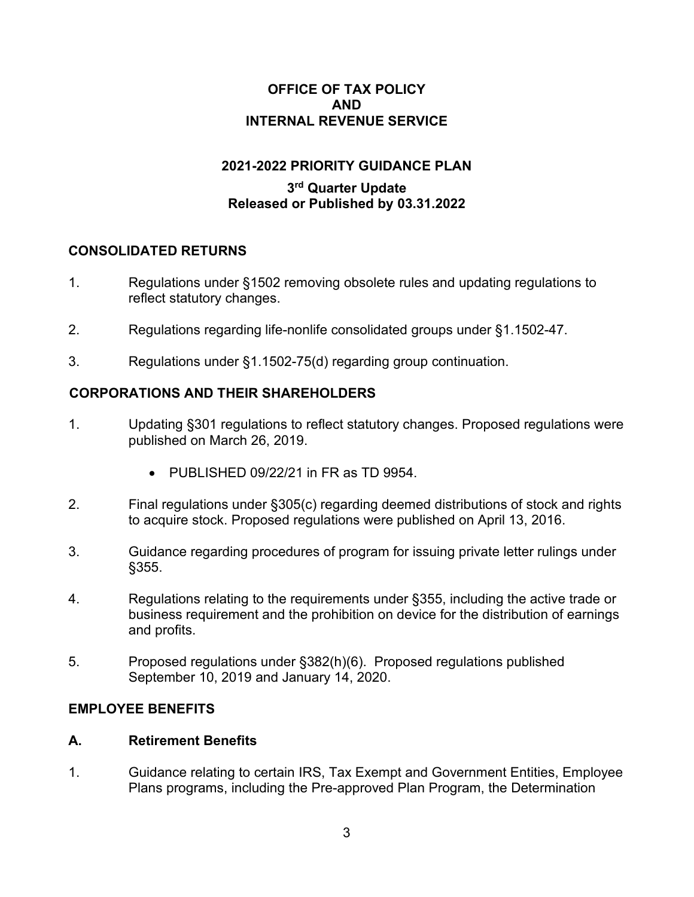**OFFICE OF TAX POLICY**
**AND**
**INTERNAL REVENUE SERVICE**

## 2021-2022 PRIORITY GUIDANCE PLAN

### 3rd Quarter Update
### Released or Published by 03.31.2022

## CONSOLIDATED RETURNS

1. Regulations under §1502 removing obsolete rules and updating regulations to reflect statutory changes.

2. Regulations regarding life-nonlife consolidated groups under §1.1502-47.

3. Regulations under §1.1502-75(d) regarding group continuation.

## CORPORATIONS AND THEIR SHAREHOLDERS

1. Updating §301 regulations to reflect statutory changes. Proposed regulations were published on March 26, 2019.

   - PUBLISHED 09/22/21 in FR as TD 9954.

2. Final regulations under §305(c) regarding deemed distributions of stock and rights to acquire stock. Proposed regulations were published on April 13, 2016.

3. Guidance regarding procedures of program for issuing private letter rulings under §355.

4. Regulations relating to the requirements under §355, including the active trade or business requirement and the prohibition on device for the distribution of earnings and profits.

5. Proposed regulations under §382(h)(6). Proposed regulations published September 10, 2019 and January 14, 2020.

## EMPLOYEE BENEFITS

### A. Retirement Benefits

1. Guidance relating to certain IRS, Tax Exempt and Government Entities, Employee Plans programs, including the Pre-approved Plan Program, the Determination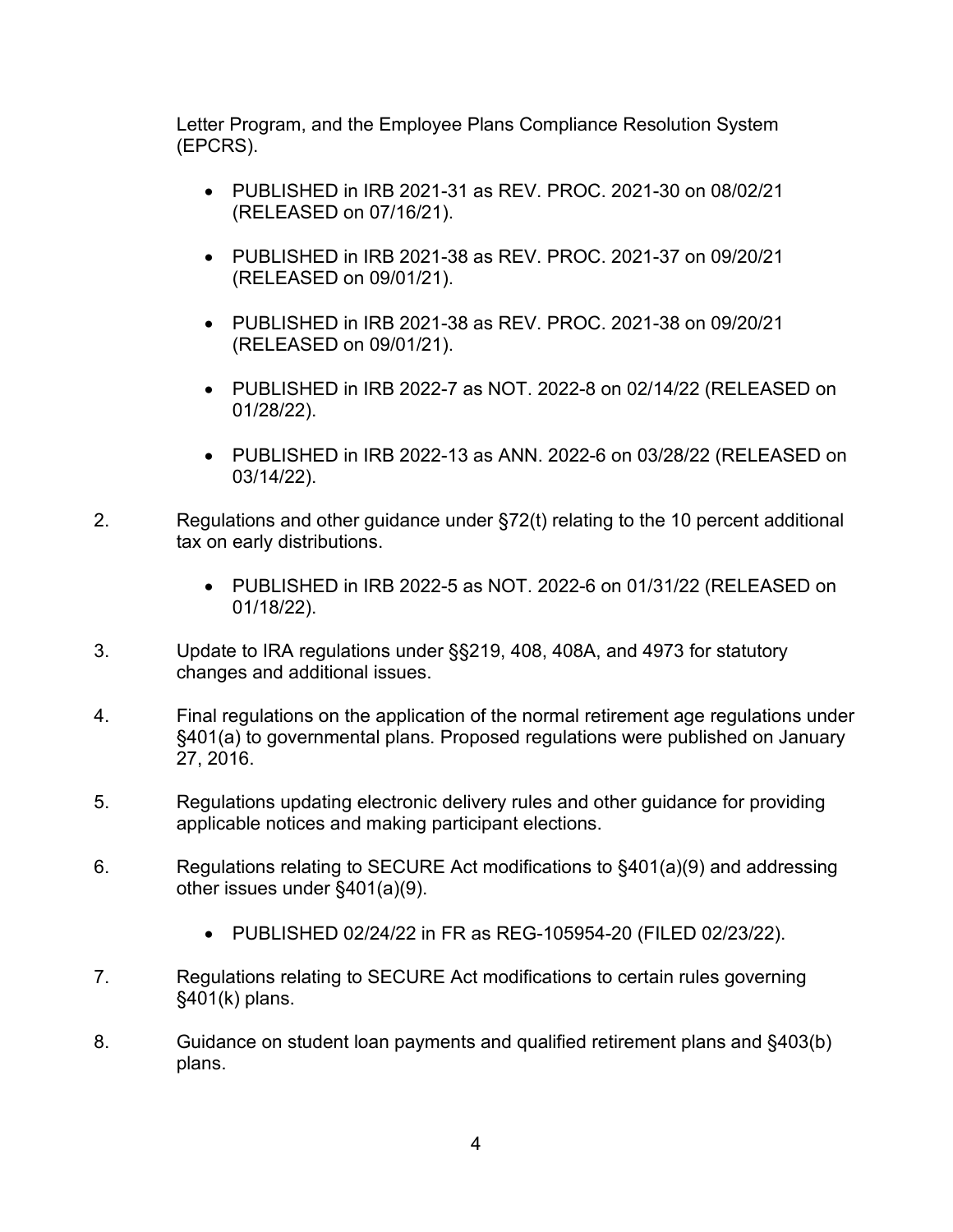Letter Program, and the Employee Plans Compliance Resolution System (EPCRS).

- PUBLISHED in IRB 2021-31 as REV. PROC. 2021-30 on 08/02/21 (RELEASED on 07/16/21).
- PUBLISHED in IRB 2021-38 as REV. PROC. 2021-37 on 09/20/21 (RELEASED on 09/01/21).
- PUBLISHED in IRB 2021-38 as REV. PROC. 2021-38 on 09/20/21 (RELEASED on 09/01/21).
- PUBLISHED in IRB 2022-7 as NOT. 2022-8 on 02/14/22 (RELEASED on 01/28/22).
- PUBLISHED in IRB 2022-13 as ANN. 2022-6 on 03/28/22 (RELEASED on 03/14/22).

2. Regulations and other guidance under §72(t) relating to the 10 percent additional tax on early distributions.

   - PUBLISHED in IRB 2022-5 as NOT. 2022-6 on 01/31/22 (RELEASED on 01/18/22).

3. Update to IRA regulations under §§219, 408, 408A, and 4973 for statutory changes and additional issues.

4. Final regulations on the application of the normal retirement age regulations under §401(a) to governmental plans. Proposed regulations were published on January 27, 2016.

5. Regulations updating electronic delivery rules and other guidance for providing applicable notices and making participant elections.

6. Regulations relating to SECURE Act modifications to §401(a)(9) and addressing other issues under §401(a)(9).

   - PUBLISHED 02/24/22 in FR as REG-105954-20 (FILED 02/23/22).

7. Regulations relating to SECURE Act modifications to certain rules governing §401(k) plans.

8. Guidance on student loan payments and qualified retirement plans and §403(b) plans.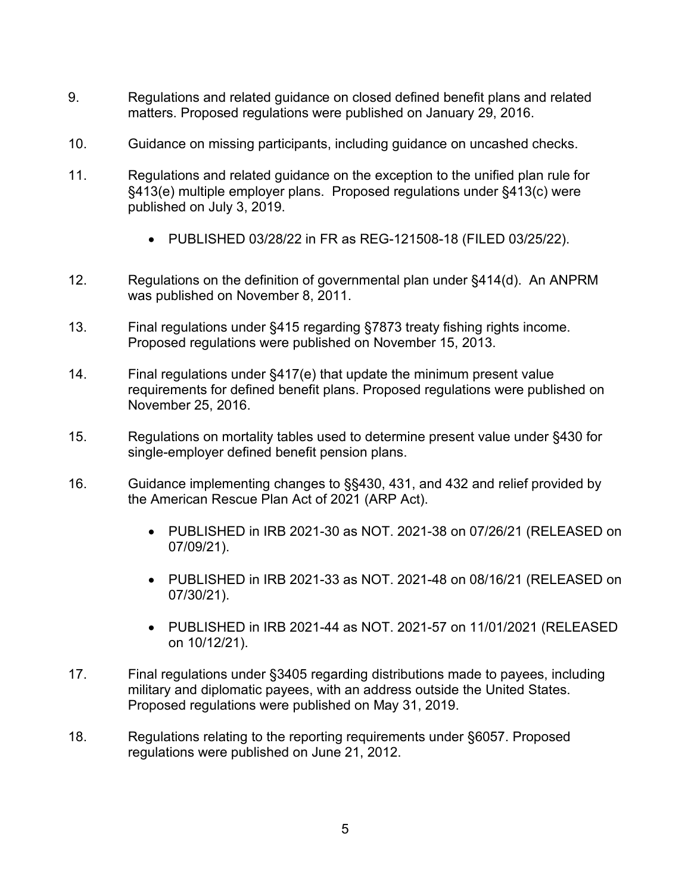9. Regulations and related guidance on closed defined benefit plans and related matters. Proposed regulations were published on January 29, 2016.

10. Guidance on missing participants, including guidance on uncashed checks.

11. Regulations and related guidance on the exception to the unified plan rule for §413(e) multiple employer plans. Proposed regulations under §413(c) were published on July 3, 2019.

    - PUBLISHED 03/28/22 in FR as REG-121508-18 (FILED 03/25/22).

12. Regulations on the definition of governmental plan under §414(d). An ANPRM was published on November 8, 2011.

13. Final regulations under §415 regarding §7873 treaty fishing rights income. Proposed regulations were published on November 15, 2013.

14. Final regulations under §417(e) that update the minimum present value requirements for defined benefit plans. Proposed regulations were published on November 25, 2016.

15. Regulations on mortality tables used to determine present value under §430 for single-employer defined benefit pension plans.

16. Guidance implementing changes to §§430, 431, and 432 and relief provided by the American Rescue Plan Act of 2021 (ARP Act).

    - PUBLISHED in IRB 2021-30 as NOT. 2021-38 on 07/26/21 (RELEASED on 07/09/21).

    - PUBLISHED in IRB 2021-33 as NOT. 2021-48 on 08/16/21 (RELEASED on 07/30/21).

    - PUBLISHED in IRB 2021-44 as NOT. 2021-57 on 11/01/2021 (RELEASED on 10/12/21).

17. Final regulations under §3405 regarding distributions made to payees, including military and diplomatic payees, with an address outside the United States. Proposed regulations were published on May 31, 2019.

18. Regulations relating to the reporting requirements under §6057. Proposed regulations were published on June 21, 2012.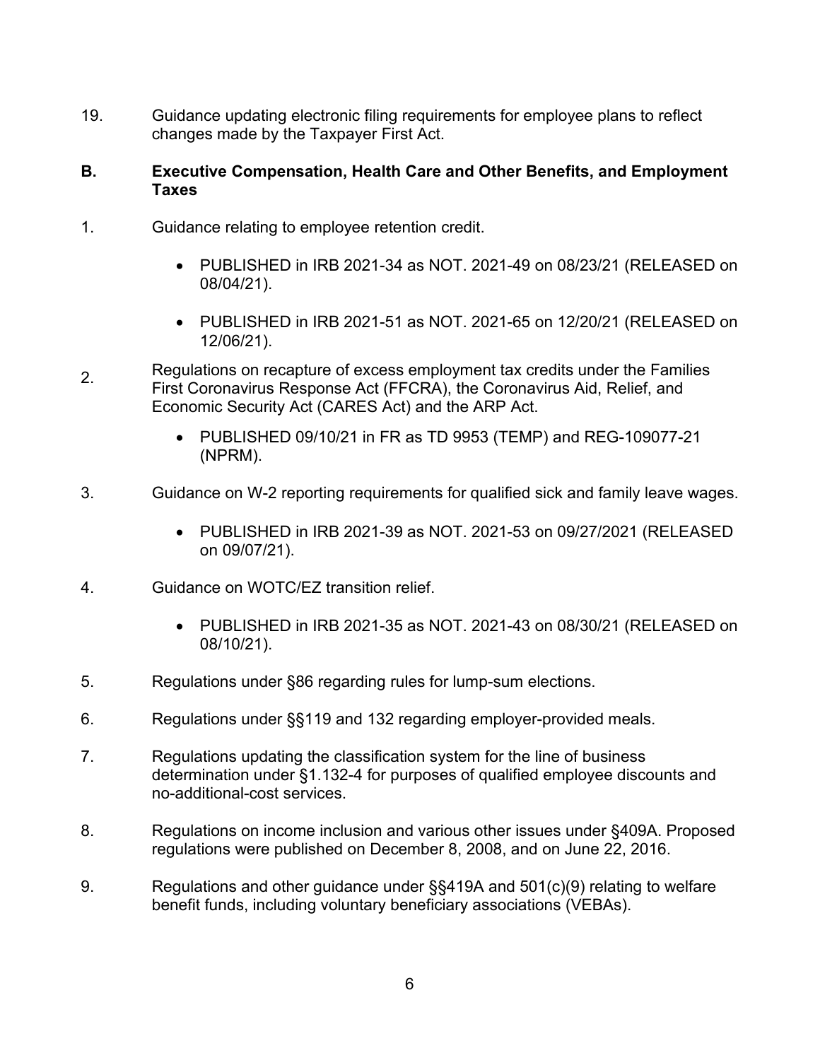19. Guidance updating electronic filing requirements for employee plans to reflect changes made by the Taxpayer First Act.

**B. Executive Compensation, Health Care and Other Benefits, and Employment Taxes**

1. Guidance relating to employee retention credit.

   - PUBLISHED in IRB 2021-34 as NOT. 2021-49 on 08/23/21 (RELEASED on 08/04/21).
   - PUBLISHED in IRB 2021-51 as NOT. 2021-65 on 12/20/21 (RELEASED on 12/06/21).

2. Regulations on recapture of excess employment tax credits under the Families First Coronavirus Response Act (FFCRA), the Coronavirus Aid, Relief, and Economic Security Act (CARES Act) and the ARP Act.

   - PUBLISHED 09/10/21 in FR as TD 9953 (TEMP) and REG-109077-21 (NPRM).

3. Guidance on W-2 reporting requirements for qualified sick and family leave wages.

   - PUBLISHED in IRB 2021-39 as NOT. 2021-53 on 09/27/2021 (RELEASED on 09/07/21).

4. Guidance on WOTC/EZ transition relief.

   - PUBLISHED in IRB 2021-35 as NOT. 2021-43 on 08/30/21 (RELEASED on 08/10/21).

5. Regulations under §86 regarding rules for lump-sum elections.

6. Regulations under §§119 and 132 regarding employer-provided meals.

7. Regulations updating the classification system for the line of business determination under §1.132-4 for purposes of qualified employee discounts and no-additional-cost services.

8. Regulations on income inclusion and various other issues under §409A. Proposed regulations were published on December 8, 2008, and on June 22, 2016.

9. Regulations and other guidance under §§419A and 501(c)(9) relating to welfare benefit funds, including voluntary beneficiary associations (VEBAs).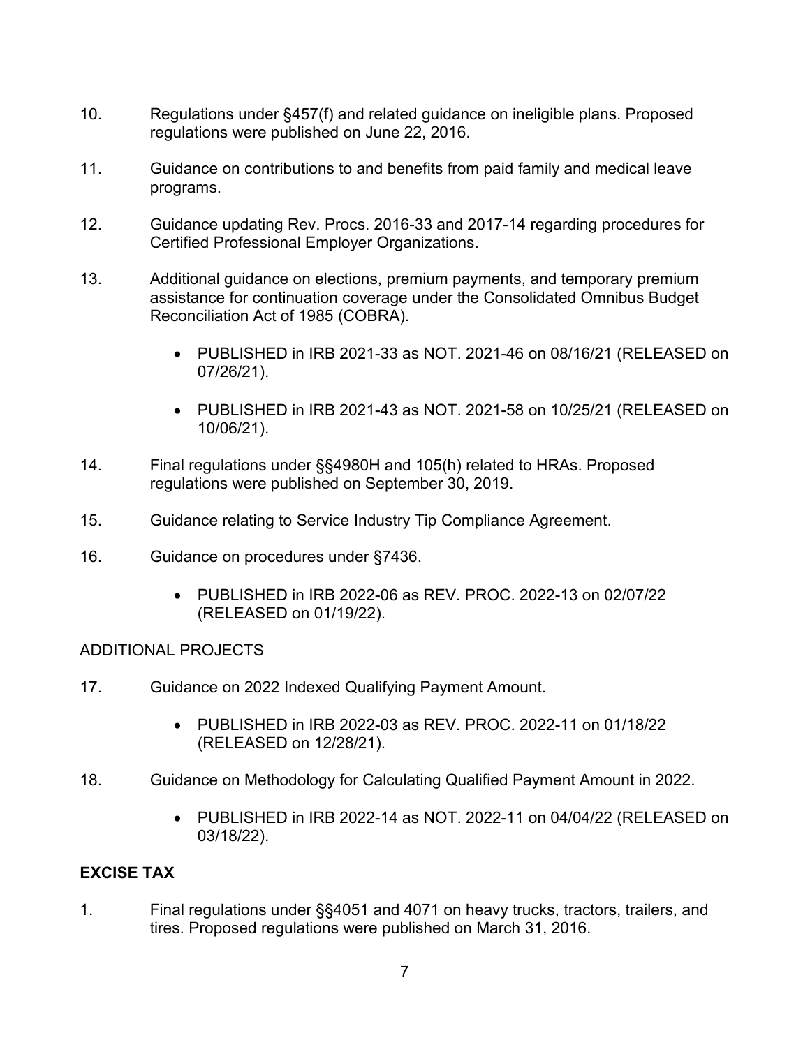10. Regulations under §457(f) and related guidance on ineligible plans. Proposed regulations were published on June 22, 2016.

11. Guidance on contributions to and benefits from paid family and medical leave programs.

12. Guidance updating Rev. Procs. 2016-33 and 2017-14 regarding procedures for Certified Professional Employer Organizations.

13. Additional guidance on elections, premium payments, and temporary premium assistance for continuation coverage under the Consolidated Omnibus Budget Reconciliation Act of 1985 (COBRA).

    - PUBLISHED in IRB 2021-33 as NOT. 2021-46 on 08/16/21 (RELEASED on 07/26/21).

    - PUBLISHED in IRB 2021-43 as NOT. 2021-58 on 10/25/21 (RELEASED on 10/06/21).

14. Final regulations under §§4980H and 105(h) related to HRAs. Proposed regulations were published on September 30, 2019.

15. Guidance relating to Service Industry Tip Compliance Agreement.

16. Guidance on procedures under §7436.

    - PUBLISHED in IRB 2022-06 as REV. PROC. 2022-13 on 02/07/22 (RELEASED on 01/19/22).

ADDITIONAL PROJECTS

17. Guidance on 2022 Indexed Qualifying Payment Amount.

    - PUBLISHED in IRB 2022-03 as REV. PROC. 2022-11 on 01/18/22 (RELEASED on 12/28/21).

18. Guidance on Methodology for Calculating Qualified Payment Amount in 2022.

    - PUBLISHED in IRB 2022-14 as NOT. 2022-11 on 04/04/22 (RELEASED on 03/18/22).

**EXCISE TAX**

1. Final regulations under §§4051 and 4071 on heavy trucks, tractors, trailers, and tires. Proposed regulations were published on March 31, 2016.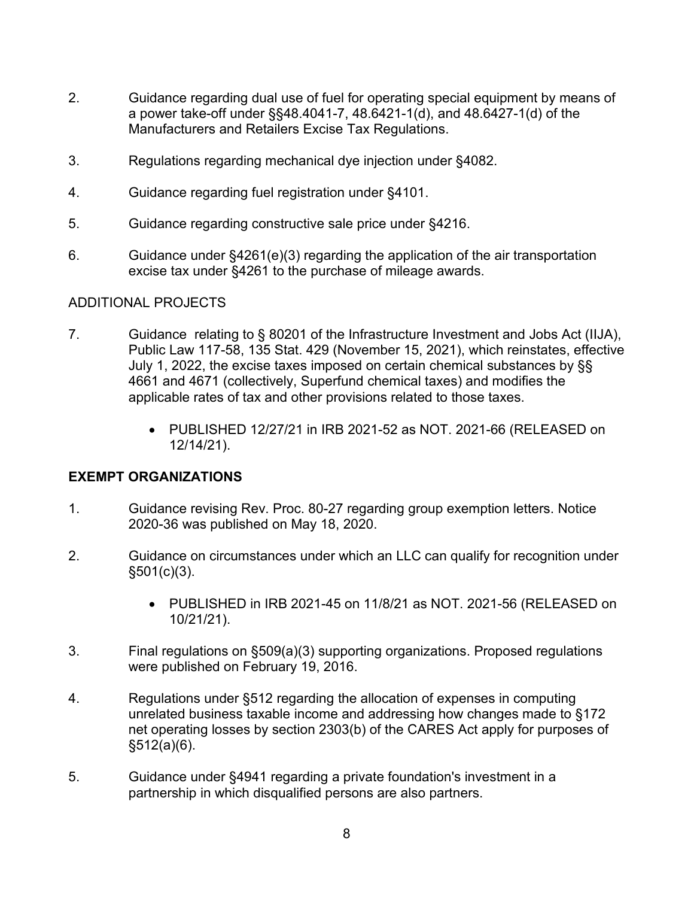2. Guidance regarding dual use of fuel for operating special equipment by means of a power take-off under §§48.4041-7, 48.6421-1(d), and 48.6427-1(d) of the Manufacturers and Retailers Excise Tax Regulations.

3. Regulations regarding mechanical dye injection under §4082.

4. Guidance regarding fuel registration under §4101.

5. Guidance regarding constructive sale price under §4216.

6. Guidance under §4261(e)(3) regarding the application of the air transportation excise tax under §4261 to the purchase of mileage awards.

ADDITIONAL PROJECTS

7. Guidance relating to § 80201 of the Infrastructure Investment and Jobs Act (IIJA), Public Law 117-58, 135 Stat. 429 (November 15, 2021), which reinstates, effective July 1, 2022, the excise taxes imposed on certain chemical substances by §§ 4661 and 4671 (collectively, Superfund chemical taxes) and modifies the applicable rates of tax and other provisions related to those taxes.

   - PUBLISHED 12/27/21 in IRB 2021-52 as NOT. 2021-66 (RELEASED on 12/14/21).

**EXEMPT ORGANIZATIONS**

1. Guidance revising Rev. Proc. 80-27 regarding group exemption letters. Notice 2020-36 was published on May 18, 2020.

2. Guidance on circumstances under which an LLC can qualify for recognition under §501(c)(3).

   - PUBLISHED in IRB 2021-45 on 11/8/21 as NOT. 2021-56 (RELEASED on 10/21/21).

3. Final regulations on §509(a)(3) supporting organizations. Proposed regulations were published on February 19, 2016.

4. Regulations under §512 regarding the allocation of expenses in computing unrelated business taxable income and addressing how changes made to §172 net operating losses by section 2303(b) of the CARES Act apply for purposes of §512(a)(6).

5. Guidance under §4941 regarding a private foundation's investment in a partnership in which disqualified persons are also partners.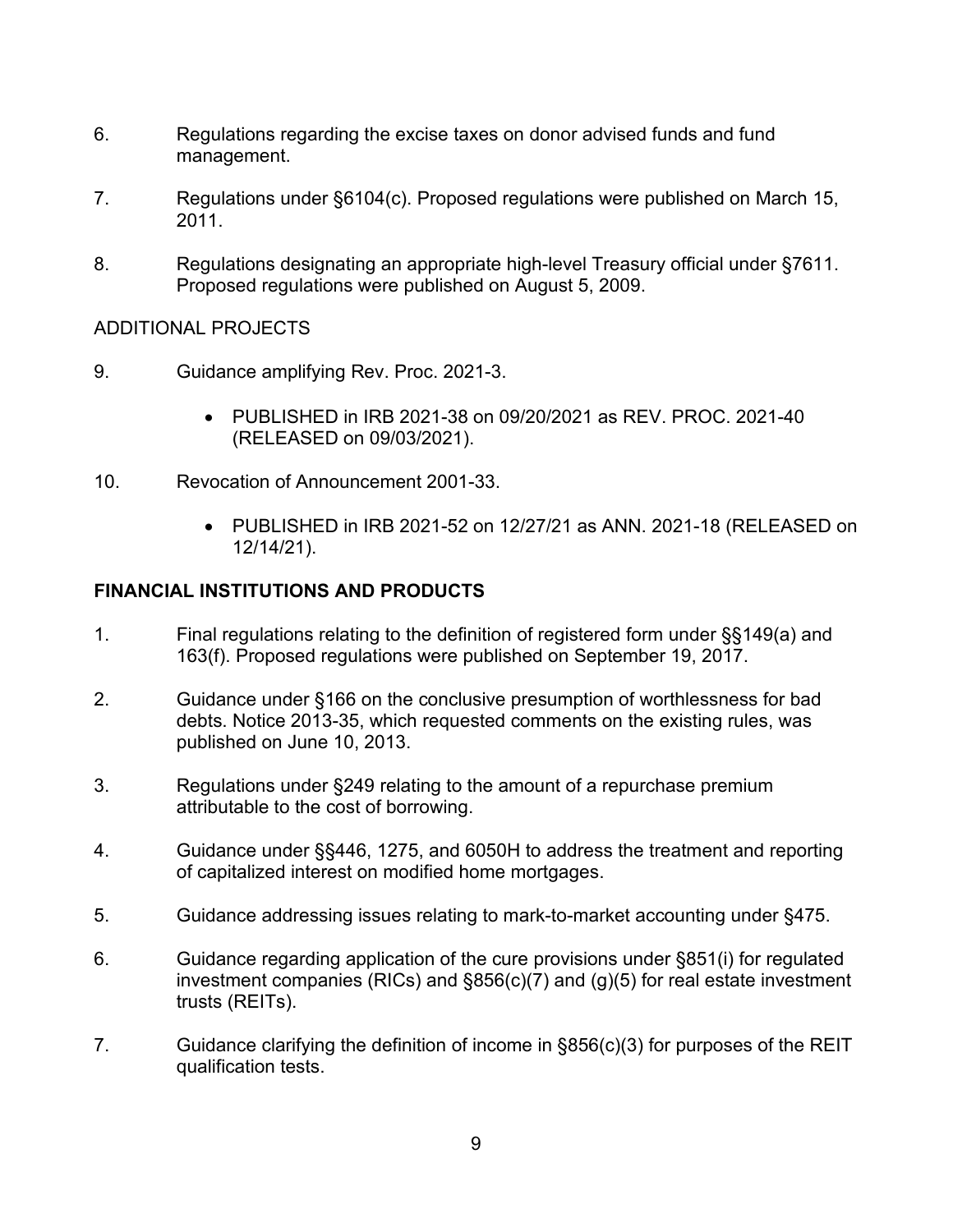6. Regulations regarding the excise taxes on donor advised funds and fund management.

7. Regulations under §6104(c). Proposed regulations were published on March 15, 2011.

8. Regulations designating an appropriate high-level Treasury official under §7611. Proposed regulations were published on August 5, 2009.

ADDITIONAL PROJECTS

9. Guidance amplifying Rev. Proc. 2021-3.

   - PUBLISHED in IRB 2021-38 on 09/20/2021 as REV. PROC. 2021-40 (RELEASED on 09/03/2021).

10. Revocation of Announcement 2001-33.

    - PUBLISHED in IRB 2021-52 on 12/27/21 as ANN. 2021-18 (RELEASED on 12/14/21).

**FINANCIAL INSTITUTIONS AND PRODUCTS**

1. Final regulations relating to the definition of registered form under §§149(a) and 163(f). Proposed regulations were published on September 19, 2017.

2. Guidance under §166 on the conclusive presumption of worthlessness for bad debts. Notice 2013-35, which requested comments on the existing rules, was published on June 10, 2013.

3. Regulations under §249 relating to the amount of a repurchase premium attributable to the cost of borrowing.

4. Guidance under §§446, 1275, and 6050H to address the treatment and reporting of capitalized interest on modified home mortgages.

5. Guidance addressing issues relating to mark-to-market accounting under §475.

6. Guidance regarding application of the cure provisions under §851(i) for regulated investment companies (RICs) and §856(c)(7) and (g)(5) for real estate investment trusts (REITs).

7. Guidance clarifying the definition of income in §856(c)(3) for purposes of the REIT qualification tests.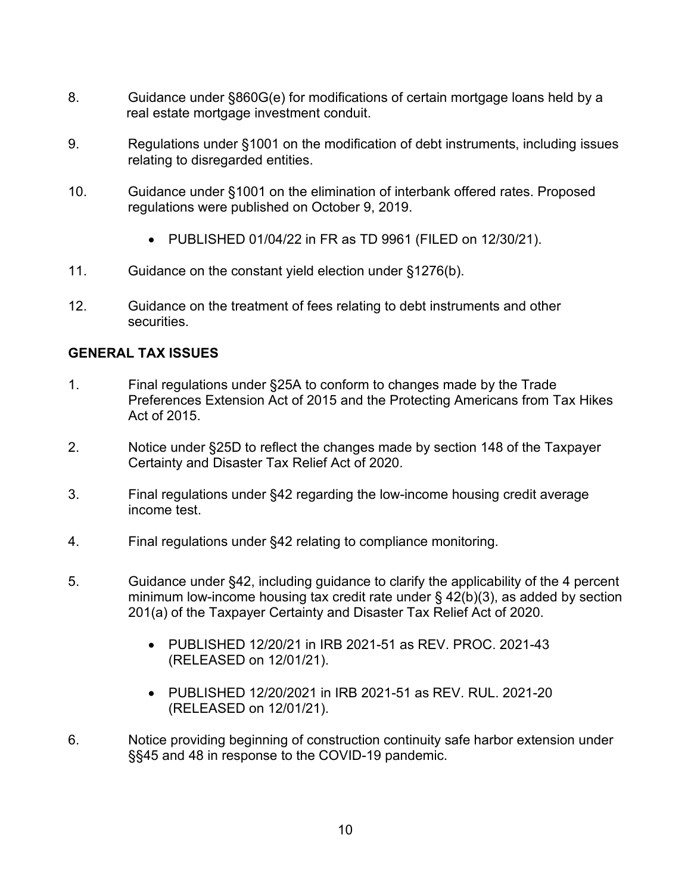8. Guidance under §860G(e) for modifications of certain mortgage loans held by a real estate mortgage investment conduit.

9. Regulations under §1001 on the modification of debt instruments, including issues relating to disregarded entities.

10. Guidance under §1001 on the elimination of interbank offered rates. Proposed regulations were published on October 9, 2019.

    - PUBLISHED 01/04/22 in FR as TD 9961 (FILED on 12/30/21).

11. Guidance on the constant yield election under §1276(b).

12. Guidance on the treatment of fees relating to debt instruments and other securities.

**GENERAL TAX ISSUES**

1. Final regulations under §25A to conform to changes made by the Trade Preferences Extension Act of 2015 and the Protecting Americans from Tax Hikes Act of 2015.

2. Notice under §25D to reflect the changes made by section 148 of the Taxpayer Certainty and Disaster Tax Relief Act of 2020.

3. Final regulations under §42 regarding the low-income housing credit average income test.

4. Final regulations under §42 relating to compliance monitoring.

5. Guidance under §42, including guidance to clarify the applicability of the 4 percent minimum low-income housing tax credit rate under § 42(b)(3), as added by section 201(a) of the Taxpayer Certainty and Disaster Tax Relief Act of 2020.

    - PUBLISHED 12/20/21 in IRB 2021-51 as REV. PROC. 2021-43 (RELEASED on 12/01/21).

    - PUBLISHED 12/20/2021 in IRB 2021-51 as REV. RUL. 2021-20 (RELEASED on 12/01/21).

6. Notice providing beginning of construction continuity safe harbor extension under §§45 and 48 in response to the COVID-19 pandemic.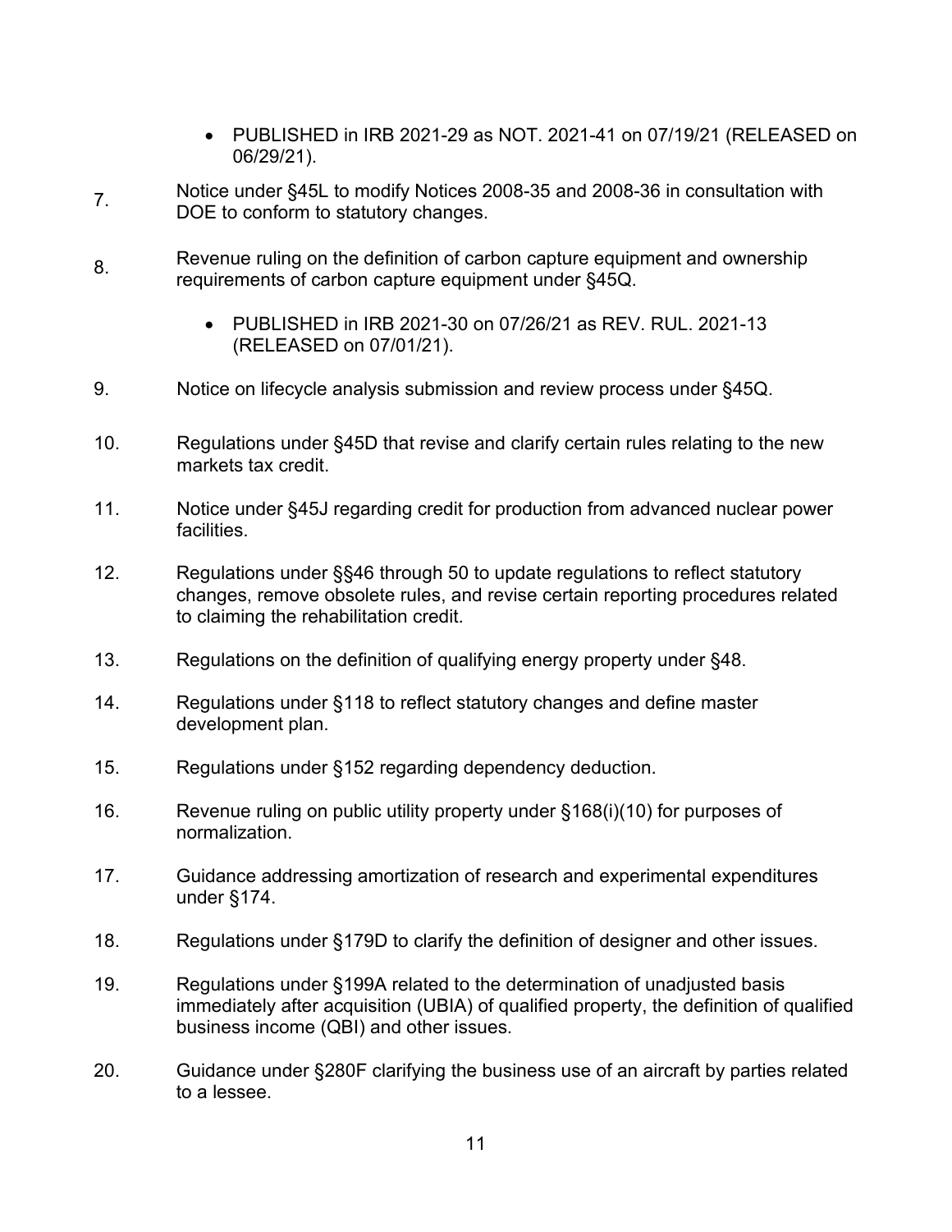- PUBLISHED in IRB 2021-29 as NOT. 2021-41 on 07/19/21 (RELEASED on 06/29/21).

7. Notice under §45L to modify Notices 2008-35 and 2008-36 in consultation with DOE to conform to statutory changes.

8. Revenue ruling on the definition of carbon capture equipment and ownership requirements of carbon capture equipment under §45Q.

   - PUBLISHED in IRB 2021-30 on 07/26/21 as REV. RUL. 2021-13 (RELEASED on 07/01/21).

9. Notice on lifecycle analysis submission and review process under §45Q.

10. Regulations under §45D that revise and clarify certain rules relating to the new markets tax credit.

11. Notice under §45J regarding credit for production from advanced nuclear power facilities.

12. Regulations under §§46 through 50 to update regulations to reflect statutory changes, remove obsolete rules, and revise certain reporting procedures related to claiming the rehabilitation credit.

13. Regulations on the definition of qualifying energy property under §48.

14. Regulations under §118 to reflect statutory changes and define master development plan.

15. Regulations under §152 regarding dependency deduction.

16. Revenue ruling on public utility property under §168(i)(10) for purposes of normalization.

17. Guidance addressing amortization of research and experimental expenditures under §174.

18. Regulations under §179D to clarify the definition of designer and other issues.

19. Regulations under §199A related to the determination of unadjusted basis immediately after acquisition (UBIA) of qualified property, the definition of qualified business income (QBI) and other issues.

20. Guidance under §280F clarifying the business use of an aircraft by parties related to a lessee.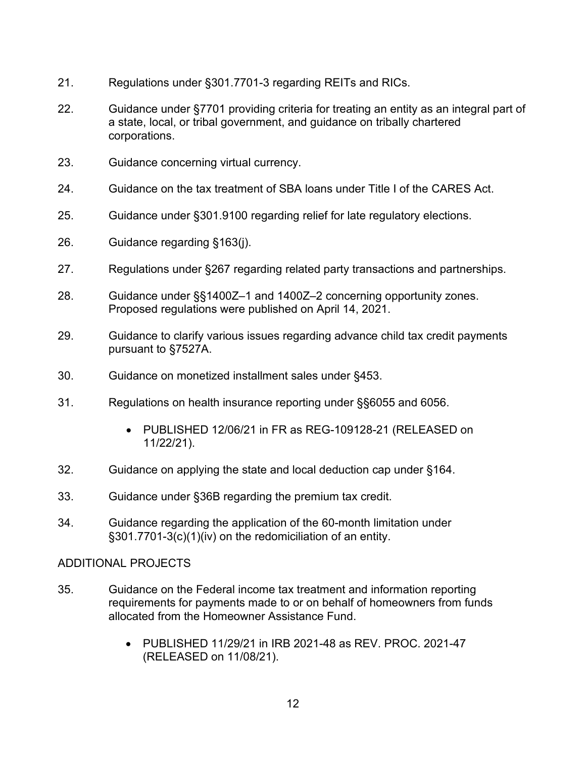21. Regulations under §301.7701-3 regarding REITs and RICs.

22. Guidance under §7701 providing criteria for treating an entity as an integral part of a state, local, or tribal government, and guidance on tribally chartered corporations.

23. Guidance concerning virtual currency.

24. Guidance on the tax treatment of SBA loans under Title I of the CARES Act.

25. Guidance under §301.9100 regarding relief for late regulatory elections.

26. Guidance regarding §163(j).

27. Regulations under §267 regarding related party transactions and partnerships.

28. Guidance under §§1400Z–1 and 1400Z–2 concerning opportunity zones. Proposed regulations were published on April 14, 2021.

29. Guidance to clarify various issues regarding advance child tax credit payments pursuant to §7527A.

30. Guidance on monetized installment sales under §453.

31. Regulations on health insurance reporting under §§6055 and 6056.

    - PUBLISHED 12/06/21 in FR as REG-109128-21 (RELEASED on 11/22/21).

32. Guidance on applying the state and local deduction cap under §164.

33. Guidance under §36B regarding the premium tax credit.

34. Guidance regarding the application of the 60-month limitation under §301.7701-3(c)(1)(iv) on the redomiciliation of an entity.

ADDITIONAL PROJECTS

35. Guidance on the Federal income tax treatment and information reporting requirements for payments made to or on behalf of homeowners from funds allocated from the Homeowner Assistance Fund.

    - PUBLISHED 11/29/21 in IRB 2021-48 as REV. PROC. 2021-47 (RELEASED on 11/08/21).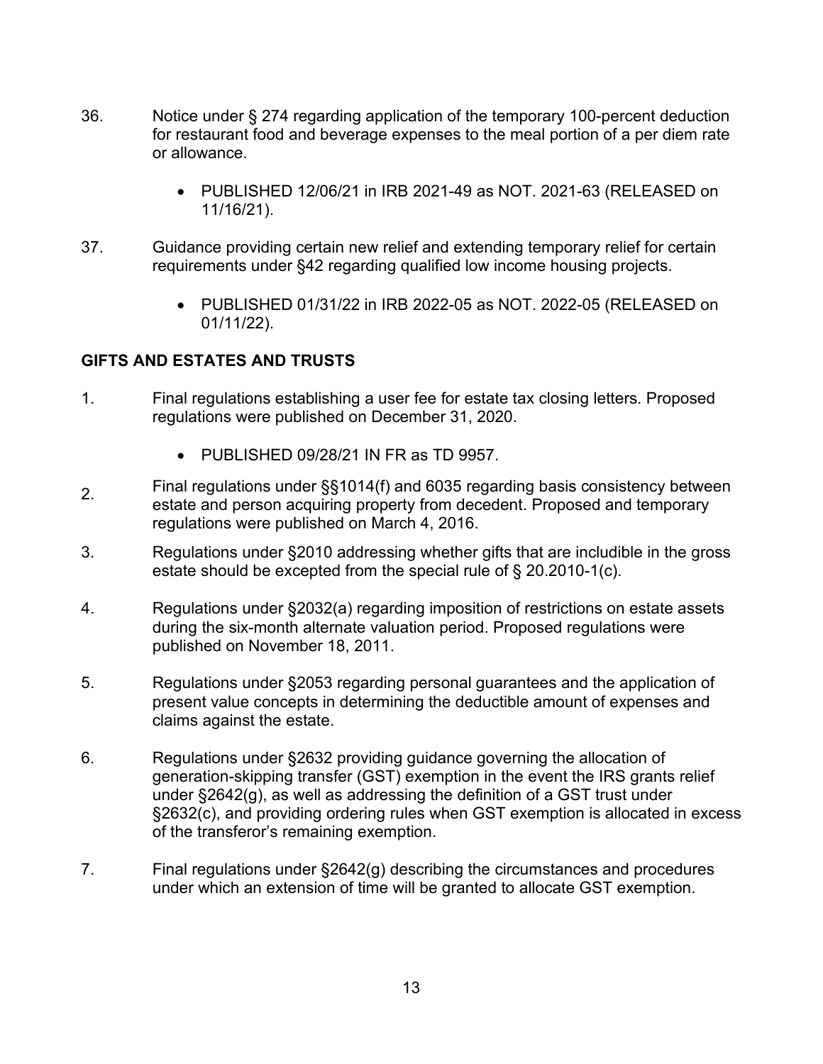36. Notice under § 274 regarding application of the temporary 100-percent deduction for restaurant food and beverage expenses to the meal portion of a per diem rate or allowance.

    - PUBLISHED 12/06/21 in IRB 2021-49 as NOT. 2021-63 (RELEASED on 11/16/21).

37. Guidance providing certain new relief and extending temporary relief for certain requirements under §42 regarding qualified low income housing projects.

    - PUBLISHED 01/31/22 in IRB 2022-05 as NOT. 2022-05 (RELEASED on 01/11/22).

## GIFTS AND ESTATES AND TRUSTS

1. Final regulations establishing a user fee for estate tax closing letters. Proposed regulations were published on December 31, 2020.

    - PUBLISHED 09/28/21 IN FR as TD 9957.

2. Final regulations under §§1014(f) and 6035 regarding basis consistency between estate and person acquiring property from decedent. Proposed and temporary regulations were published on March 4, 2016.

3. Regulations under §2010 addressing whether gifts that are includible in the gross estate should be excepted from the special rule of § 20.2010-1(c).

4. Regulations under §2032(a) regarding imposition of restrictions on estate assets during the six-month alternate valuation period. Proposed regulations were published on November 18, 2011.

5. Regulations under §2053 regarding personal guarantees and the application of present value concepts in determining the deductible amount of expenses and claims against the estate.

6. Regulations under §2632 providing guidance governing the allocation of generation-skipping transfer (GST) exemption in the event the IRS grants relief under §2642(g), as well as addressing the definition of a GST trust under §2632(c), and providing ordering rules when GST exemption is allocated in excess of the transferor's remaining exemption.

7. Final regulations under §2642(g) describing the circumstances and procedures under which an extension of time will be granted to allocate GST exemption.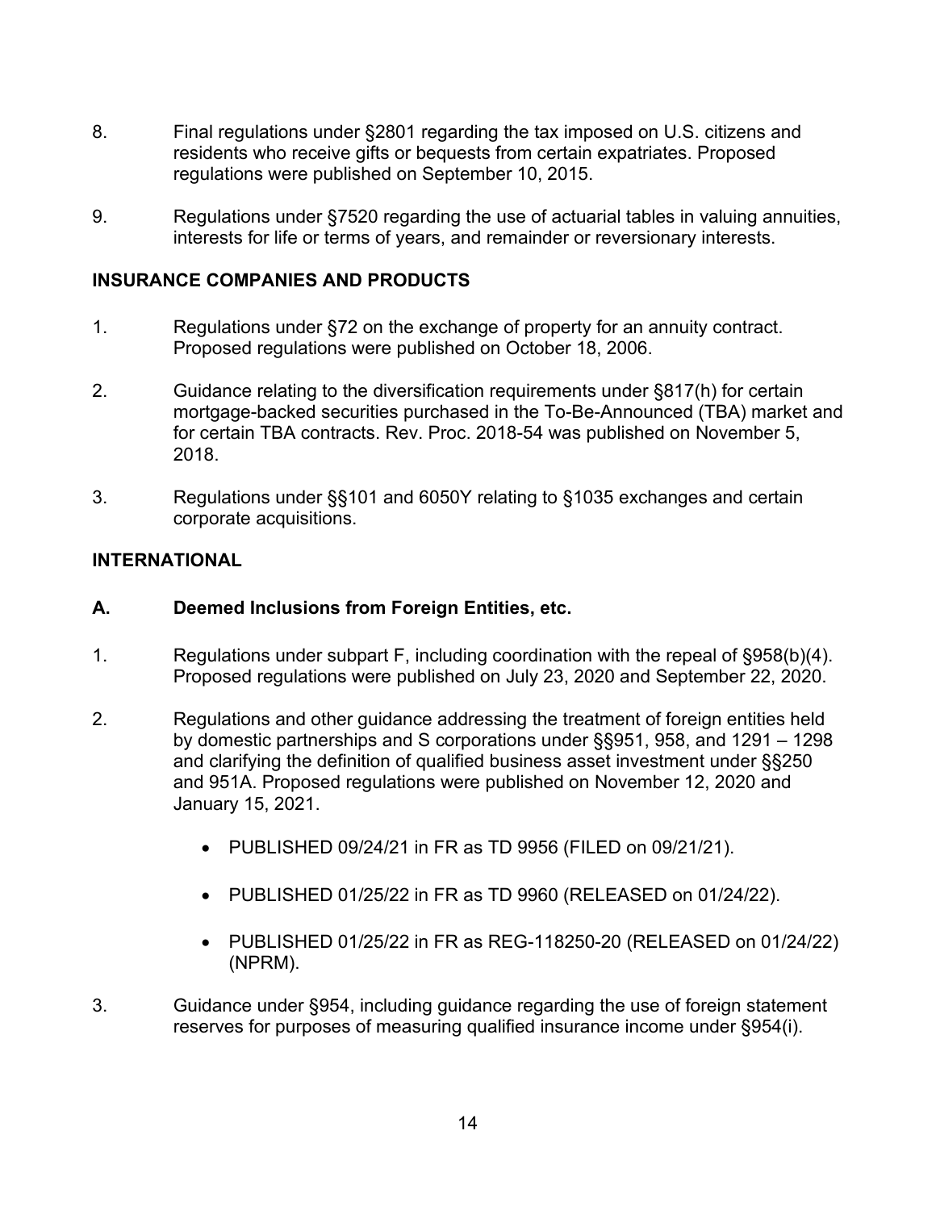8. Final regulations under §2801 regarding the tax imposed on U.S. citizens and residents who receive gifts or bequests from certain expatriates. Proposed regulations were published on September 10, 2015.

9. Regulations under §7520 regarding the use of actuarial tables in valuing annuities, interests for life or terms of years, and remainder or reversionary interests.

## INSURANCE COMPANIES AND PRODUCTS

1. Regulations under §72 on the exchange of property for an annuity contract. Proposed regulations were published on October 18, 2006.

2. Guidance relating to the diversification requirements under §817(h) for certain mortgage-backed securities purchased in the To-Be-Announced (TBA) market and for certain TBA contracts. Rev. Proc. 2018-54 was published on November 5, 2018.

3. Regulations under §§101 and 6050Y relating to §1035 exchanges and certain corporate acquisitions.

## INTERNATIONAL

### A. Deemed Inclusions from Foreign Entities, etc.

1. Regulations under subpart F, including coordination with the repeal of §958(b)(4). Proposed regulations were published on July 23, 2020 and September 22, 2020.

2. Regulations and other guidance addressing the treatment of foreign entities held by domestic partnerships and S corporations under §§951, 958, and 1291 – 1298 and clarifying the definition of qualified business asset investment under §§250 and 951A. Proposed regulations were published on November 12, 2020 and January 15, 2021.

   - PUBLISHED 09/24/21 in FR as TD 9956 (FILED on 09/21/21).
   - PUBLISHED 01/25/22 in FR as TD 9960 (RELEASED on 01/24/22).
   - PUBLISHED 01/25/22 in FR as REG-118250-20 (RELEASED on 01/24/22) (NPRM).

3. Guidance under §954, including guidance regarding the use of foreign statement reserves for purposes of measuring qualified insurance income under §954(i).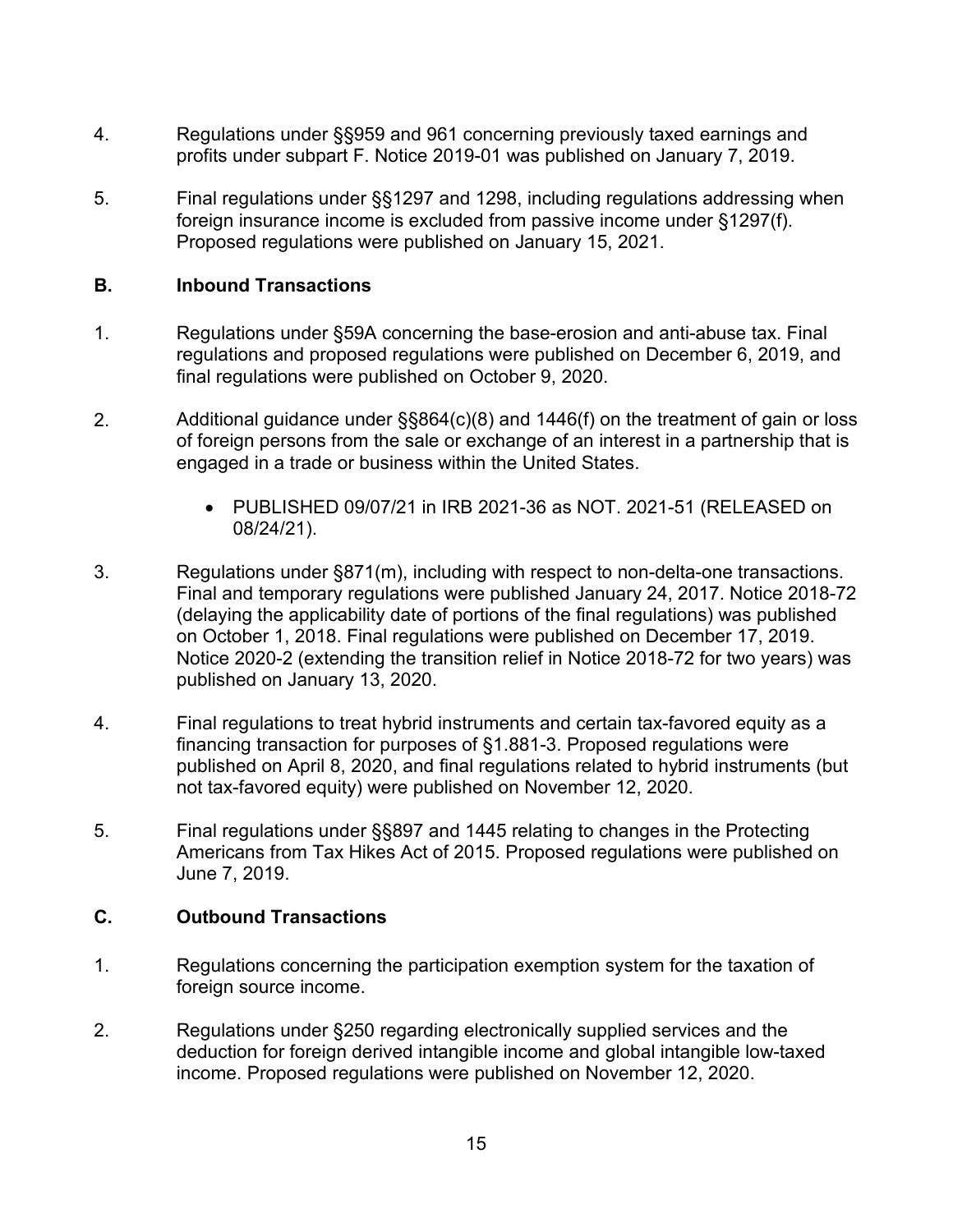4. Regulations under §§959 and 961 concerning previously taxed earnings and profits under subpart F. Notice 2019-01 was published on January 7, 2019.

5. Final regulations under §§1297 and 1298, including regulations addressing when foreign insurance income is excluded from passive income under §1297(f). Proposed regulations were published on January 15, 2021.

## B. Inbound Transactions

1. Regulations under §59A concerning the base-erosion and anti-abuse tax. Final regulations and proposed regulations were published on December 6, 2019, and final regulations were published on October 9, 2020.

2. Additional guidance under §§864(c)(8) and 1446(f) on the treatment of gain or loss of foreign persons from the sale or exchange of an interest in a partnership that is engaged in a trade or business within the United States.

   - PUBLISHED 09/07/21 in IRB 2021-36 as NOT. 2021-51 (RELEASED on 08/24/21).

3. Regulations under §871(m), including with respect to non-delta-one transactions. Final and temporary regulations were published January 24, 2017. Notice 2018-72 (delaying the applicability date of portions of the final regulations) was published on October 1, 2018. Final regulations were published on December 17, 2019. Notice 2020-2 (extending the transition relief in Notice 2018-72 for two years) was published on January 13, 2020.

4. Final regulations to treat hybrid instruments and certain tax-favored equity as a financing transaction for purposes of §1.881-3. Proposed regulations were published on April 8, 2020, and final regulations related to hybrid instruments (but not tax-favored equity) were published on November 12, 2020.

5. Final regulations under §§897 and 1445 relating to changes in the Protecting Americans from Tax Hikes Act of 2015. Proposed regulations were published on June 7, 2019.

## C. Outbound Transactions

1. Regulations concerning the participation exemption system for the taxation of foreign source income.

2. Regulations under §250 regarding electronically supplied services and the deduction for foreign derived intangible income and global intangible low-taxed income. Proposed regulations were published on November 12, 2020.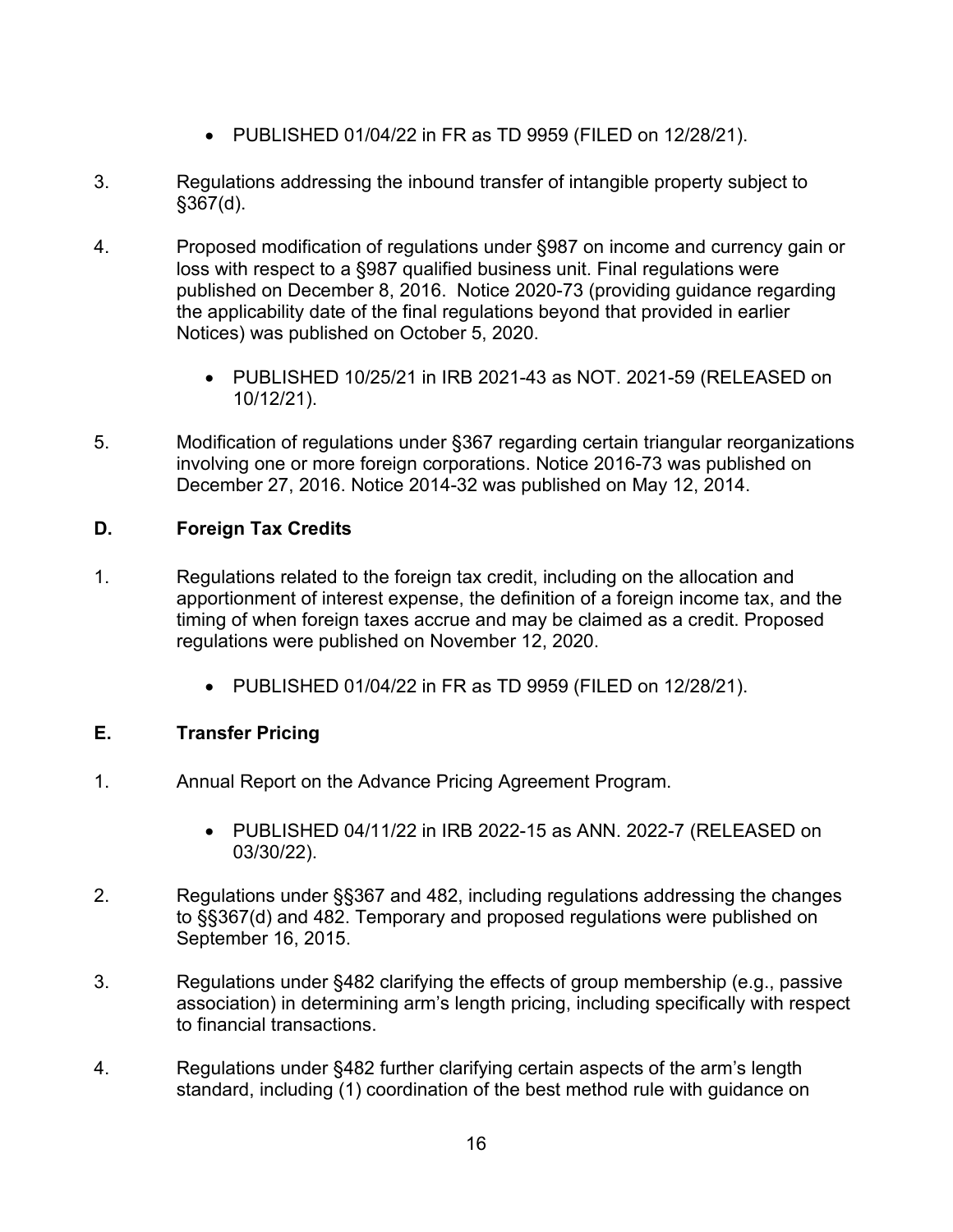- PUBLISHED 01/04/22 in FR as TD 9959 (FILED on 12/28/21).

3. Regulations addressing the inbound transfer of intangible property subject to §367(d).

4. Proposed modification of regulations under §987 on income and currency gain or loss with respect to a §987 qualified business unit. Final regulations were published on December 8, 2016. Notice 2020-73 (providing guidance regarding the applicability date of the final regulations beyond that provided in earlier Notices) was published on October 5, 2020.

   - PUBLISHED 10/25/21 in IRB 2021-43 as NOT. 2021-59 (RELEASED on 10/12/21).

5. Modification of regulations under §367 regarding certain triangular reorganizations involving one or more foreign corporations. Notice 2016-73 was published on December 27, 2016. Notice 2014-32 was published on May 12, 2014.

## D. Foreign Tax Credits

1. Regulations related to the foreign tax credit, including on the allocation and apportionment of interest expense, the definition of a foreign income tax, and the timing of when foreign taxes accrue and may be claimed as a credit. Proposed regulations were published on November 12, 2020.

   - PUBLISHED 01/04/22 in FR as TD 9959 (FILED on 12/28/21).

## E. Transfer Pricing

1. Annual Report on the Advance Pricing Agreement Program.

   - PUBLISHED 04/11/22 in IRB 2022-15 as ANN. 2022-7 (RELEASED on 03/30/22).

2. Regulations under §§367 and 482, including regulations addressing the changes to §§367(d) and 482. Temporary and proposed regulations were published on September 16, 2015.

3. Regulations under §482 clarifying the effects of group membership (e.g., passive association) in determining arm's length pricing, including specifically with respect to financial transactions.

4. Regulations under §482 further clarifying certain aspects of the arm's length standard, including (1) coordination of the best method rule with guidance on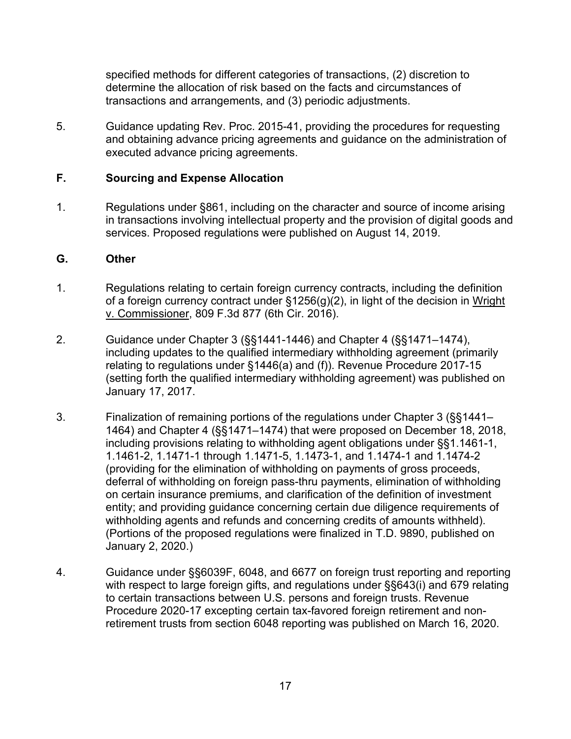specified methods for different categories of transactions, (2) discretion to determine the allocation of risk based on the facts and circumstances of transactions and arrangements, and (3) periodic adjustments.

5. Guidance updating Rev. Proc. 2015-41, providing the procedures for requesting and obtaining advance pricing agreements and guidance on the administration of executed advance pricing agreements.

### F. Sourcing and Expense Allocation

1. Regulations under §861, including on the character and source of income arising in transactions involving intellectual property and the provision of digital goods and services. Proposed regulations were published on August 14, 2019.

### G. Other

1. Regulations relating to certain foreign currency contracts, including the definition of a foreign currency contract under §1256(g)(2), in light of the decision in Wright v. Commissioner, 809 F.3d 877 (6th Cir. 2016).

2. Guidance under Chapter 3 (§§1441-1446) and Chapter 4 (§§1471–1474), including updates to the qualified intermediary withholding agreement (primarily relating to regulations under §1446(a) and (f)). Revenue Procedure 2017-15 (setting forth the qualified intermediary withholding agreement) was published on January 17, 2017.

3. Finalization of remaining portions of the regulations under Chapter 3 (§§1441–1464) and Chapter 4 (§§1471–1474) that were proposed on December 18, 2018, including provisions relating to withholding agent obligations under §§1.1461-1, 1.1461-2, 1.1471-1 through 1.1471-5, 1.1473-1, and 1.1474-1 and 1.1474-2 (providing for the elimination of withholding on payments of gross proceeds, deferral of withholding on foreign pass-thru payments, elimination of withholding on certain insurance premiums, and clarification of the definition of investment entity; and providing guidance concerning certain due diligence requirements of withholding agents and refunds and concerning credits of amounts withheld). (Portions of the proposed regulations were finalized in T.D. 9890, published on January 2, 2020.)

4. Guidance under §§6039F, 6048, and 6677 on foreign trust reporting and reporting with respect to large foreign gifts, and regulations under §§643(i) and 679 relating to certain transactions between U.S. persons and foreign trusts. Revenue Procedure 2020-17 excepting certain tax-favored foreign retirement and non-retirement trusts from section 6048 reporting was published on March 16, 2020.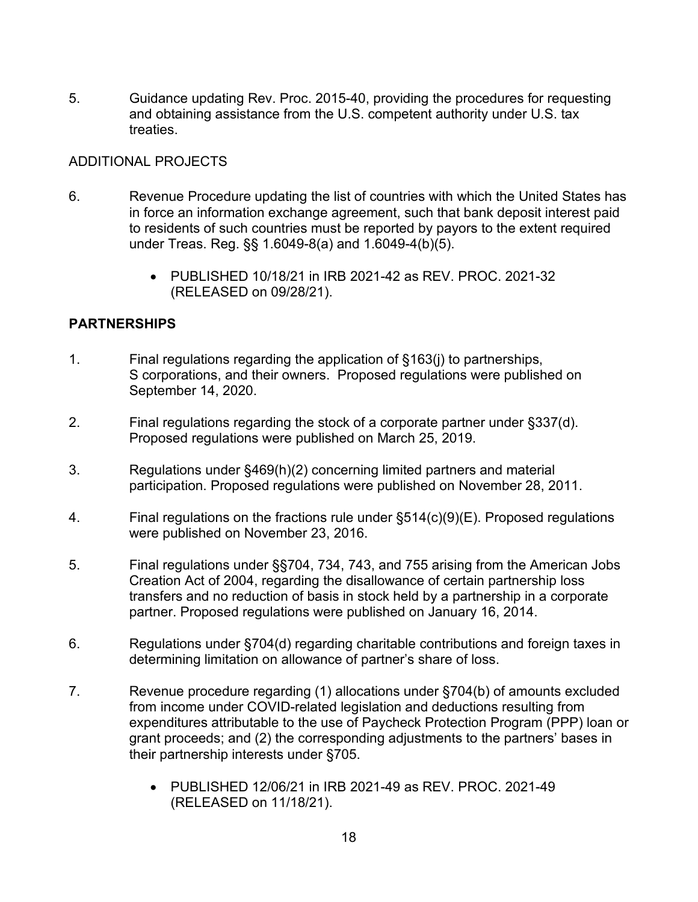5. Guidance updating Rev. Proc. 2015-40, providing the procedures for requesting and obtaining assistance from the U.S. competent authority under U.S. tax treaties.

ADDITIONAL PROJECTS

6. Revenue Procedure updating the list of countries with which the United States has in force an information exchange agreement, such that bank deposit interest paid to residents of such countries must be reported by payors to the extent required under Treas. Reg. §§ 1.6049-8(a) and 1.6049-4(b)(5).

   - PUBLISHED 10/18/21 in IRB 2021-42 as REV. PROC. 2021-32 (RELEASED on 09/28/21).

**PARTNERSHIPS**

1. Final regulations regarding the application of §163(j) to partnerships, S corporations, and their owners. Proposed regulations were published on September 14, 2020.

2. Final regulations regarding the stock of a corporate partner under §337(d). Proposed regulations were published on March 25, 2019.

3. Regulations under §469(h)(2) concerning limited partners and material participation. Proposed regulations were published on November 28, 2011.

4. Final regulations on the fractions rule under §514(c)(9)(E). Proposed regulations were published on November 23, 2016.

5. Final regulations under §§704, 734, 743, and 755 arising from the American Jobs Creation Act of 2004, regarding the disallowance of certain partnership loss transfers and no reduction of basis in stock held by a partnership in a corporate partner. Proposed regulations were published on January 16, 2014.

6. Regulations under §704(d) regarding charitable contributions and foreign taxes in determining limitation on allowance of partner's share of loss.

7. Revenue procedure regarding (1) allocations under §704(b) of amounts excluded from income under COVID-related legislation and deductions resulting from expenditures attributable to the use of Paycheck Protection Program (PPP) loan or grant proceeds; and (2) the corresponding adjustments to the partners' bases in their partnership interests under §705.

   - PUBLISHED 12/06/21 in IRB 2021-49 as REV. PROC. 2021-49 (RELEASED on 11/18/21).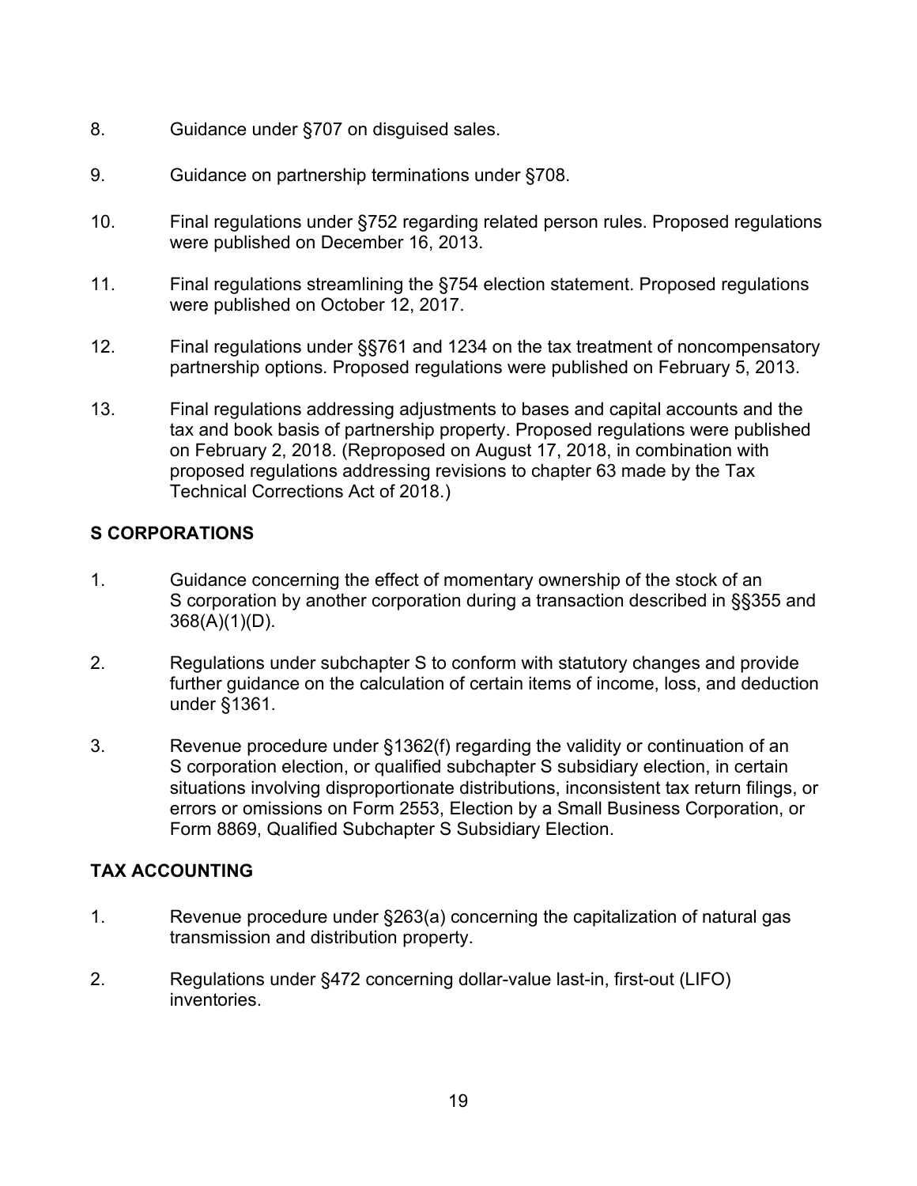8. Guidance under §707 on disguised sales.

9. Guidance on partnership terminations under §708.

10. Final regulations under §752 regarding related person rules. Proposed regulations were published on December 16, 2013.

11. Final regulations streamlining the §754 election statement. Proposed regulations were published on October 12, 2017.

12. Final regulations under §§761 and 1234 on the tax treatment of noncompensatory partnership options. Proposed regulations were published on February 5, 2013.

13. Final regulations addressing adjustments to bases and capital accounts and the tax and book basis of partnership property. Proposed regulations were published on February 2, 2018. (Reproposed on August 17, 2018, in combination with proposed regulations addressing revisions to chapter 63 made by the Tax Technical Corrections Act of 2018.)

**S CORPORATIONS**

1. Guidance concerning the effect of momentary ownership of the stock of an S corporation by another corporation during a transaction described in §§355 and 368(A)(1)(D).

2. Regulations under subchapter S to conform with statutory changes and provide further guidance on the calculation of certain items of income, loss, and deduction under §1361.

3. Revenue procedure under §1362(f) regarding the validity or continuation of an S corporation election, or qualified subchapter S subsidiary election, in certain situations involving disproportionate distributions, inconsistent tax return filings, or errors or omissions on Form 2553, Election by a Small Business Corporation, or Form 8869, Qualified Subchapter S Subsidiary Election.

**TAX ACCOUNTING**

1. Revenue procedure under §263(a) concerning the capitalization of natural gas transmission and distribution property.

2. Regulations under §472 concerning dollar-value last-in, first-out (LIFO) inventories.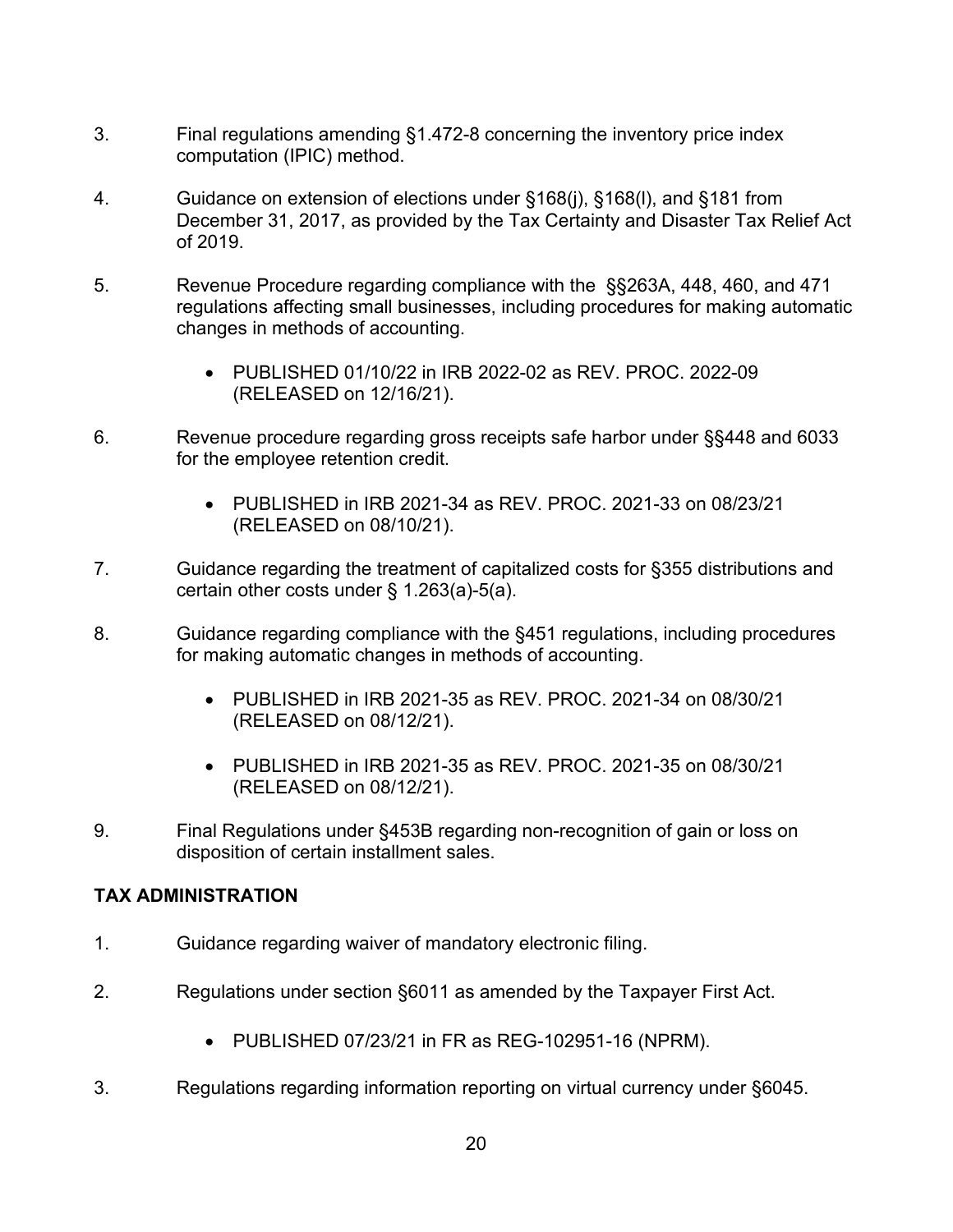3. Final regulations amending §1.472-8 concerning the inventory price index computation (IPIC) method.

4. Guidance on extension of elections under §168(j), §168(l), and §181 from December 31, 2017, as provided by the Tax Certainty and Disaster Tax Relief Act of 2019.

5. Revenue Procedure regarding compliance with the §§263A, 448, 460, and 471 regulations affecting small businesses, including procedures for making automatic changes in methods of accounting.

   - PUBLISHED 01/10/22 in IRB 2022-02 as REV. PROC. 2022-09 (RELEASED on 12/16/21).

6. Revenue procedure regarding gross receipts safe harbor under §§448 and 6033 for the employee retention credit.

   - PUBLISHED in IRB 2021-34 as REV. PROC. 2021-33 on 08/23/21 (RELEASED on 08/10/21).

7. Guidance regarding the treatment of capitalized costs for §355 distributions and certain other costs under § 1.263(a)-5(a).

8. Guidance regarding compliance with the §451 regulations, including procedures for making automatic changes in methods of accounting.

   - PUBLISHED in IRB 2021-35 as REV. PROC. 2021-34 on 08/30/21 (RELEASED on 08/12/21).

   - PUBLISHED in IRB 2021-35 as REV. PROC. 2021-35 on 08/30/21 (RELEASED on 08/12/21).

9. Final Regulations under §453B regarding non-recognition of gain or loss on disposition of certain installment sales.

**TAX ADMINISTRATION**

1. Guidance regarding waiver of mandatory electronic filing.

2. Regulations under section §6011 as amended by the Taxpayer First Act.

   - PUBLISHED 07/23/21 in FR as REG-102951-16 (NPRM).

3. Regulations regarding information reporting on virtual currency under §6045.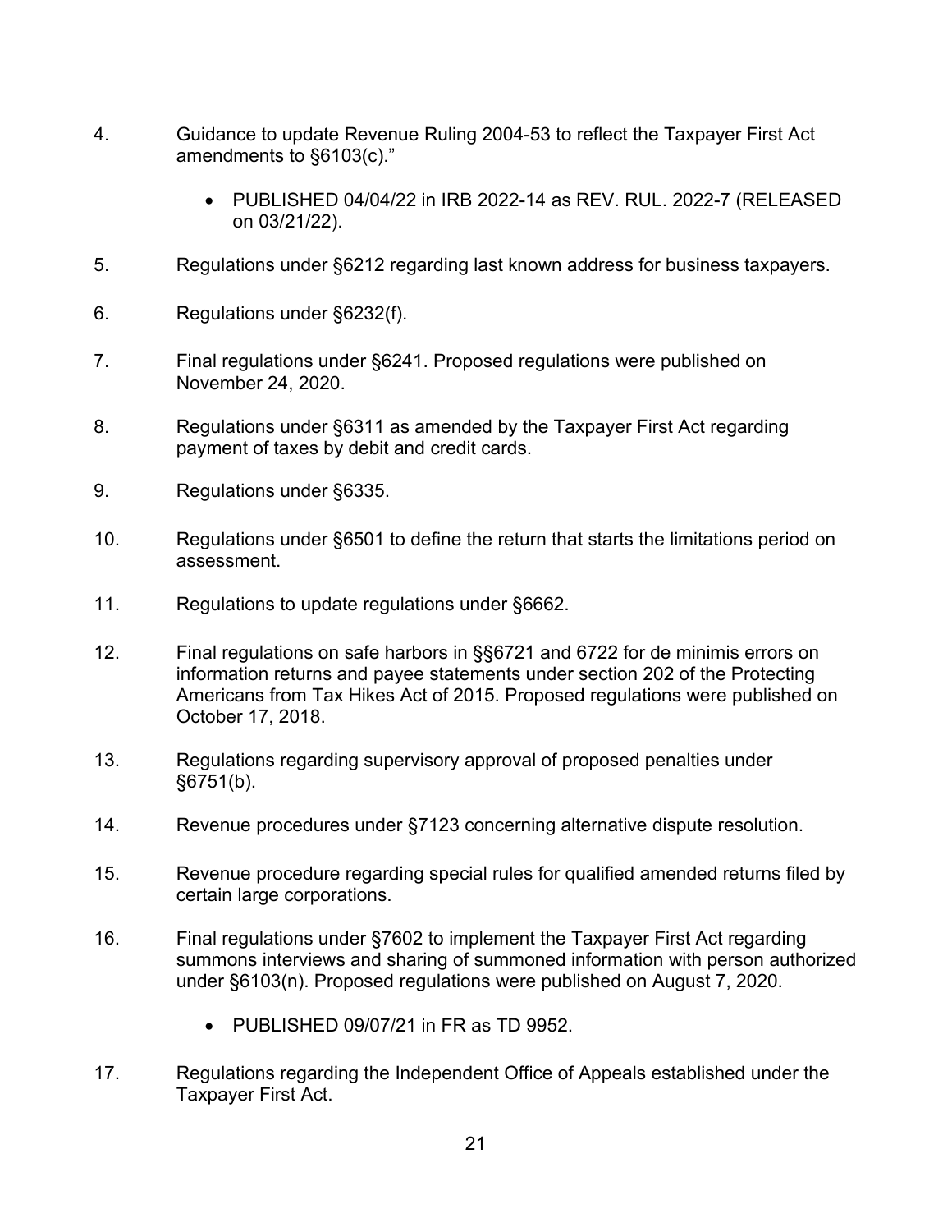4. Guidance to update Revenue Ruling 2004-53 to reflect the Taxpayer First Act amendments to §6103(c)."

   - PUBLISHED 04/04/22 in IRB 2022-14 as REV. RUL. 2022-7 (RELEASED on 03/21/22).

5. Regulations under §6212 regarding last known address for business taxpayers.

6. Regulations under §6232(f).

7. Final regulations under §6241. Proposed regulations were published on November 24, 2020.

8. Regulations under §6311 as amended by the Taxpayer First Act regarding payment of taxes by debit and credit cards.

9. Regulations under §6335.

10. Regulations under §6501 to define the return that starts the limitations period on assessment.

11. Regulations to update regulations under §6662.

12. Final regulations on safe harbors in §§6721 and 6722 for de minimis errors on information returns and payee statements under section 202 of the Protecting Americans from Tax Hikes Act of 2015. Proposed regulations were published on October 17, 2018.

13. Regulations regarding supervisory approval of proposed penalties under §6751(b).

14. Revenue procedures under §7123 concerning alternative dispute resolution.

15. Revenue procedure regarding special rules for qualified amended returns filed by certain large corporations.

16. Final regulations under §7602 to implement the Taxpayer First Act regarding summons interviews and sharing of summoned information with person authorized under §6103(n). Proposed regulations were published on August 7, 2020.

    - PUBLISHED 09/07/21 in FR as TD 9952.

17. Regulations regarding the Independent Office of Appeals established under the Taxpayer First Act.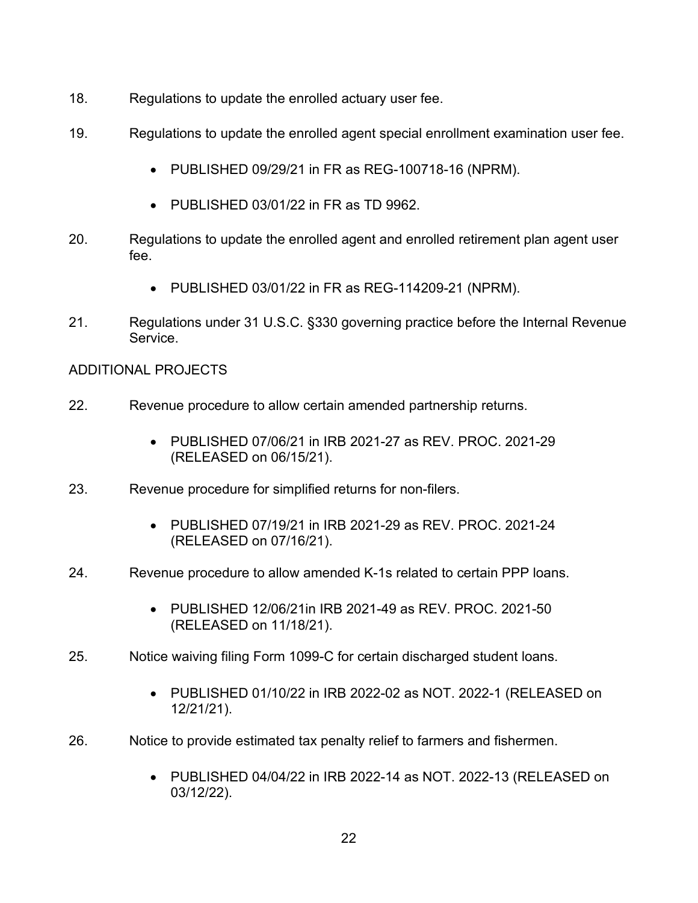18. Regulations to update the enrolled actuary user fee.

19. Regulations to update the enrolled agent special enrollment examination user fee.

    - PUBLISHED 09/29/21 in FR as REG-100718-16 (NPRM).

    - PUBLISHED 03/01/22 in FR as TD 9962.

20. Regulations to update the enrolled agent and enrolled retirement plan agent user fee.

    - PUBLISHED 03/01/22 in FR as REG-114209-21 (NPRM).

21. Regulations under 31 U.S.C. §330 governing practice before the Internal Revenue Service.

ADDITIONAL PROJECTS

22. Revenue procedure to allow certain amended partnership returns.

    - PUBLISHED 07/06/21 in IRB 2021-27 as REV. PROC. 2021-29 (RELEASED on 06/15/21).

23. Revenue procedure for simplified returns for non-filers.

    - PUBLISHED 07/19/21 in IRB 2021-29 as REV. PROC. 2021-24 (RELEASED on 07/16/21).

24. Revenue procedure to allow amended K-1s related to certain PPP loans.

    - PUBLISHED 12/06/21in IRB 2021-49 as REV. PROC. 2021-50 (RELEASED on 11/18/21).

25. Notice waiving filing Form 1099-C for certain discharged student loans.

    - PUBLISHED 01/10/22 in IRB 2022-02 as NOT. 2022-1 (RELEASED on 12/21/21).

26. Notice to provide estimated tax penalty relief to farmers and fishermen.

    - PUBLISHED 04/04/22 in IRB 2022-14 as NOT. 2022-13 (RELEASED on 03/12/22).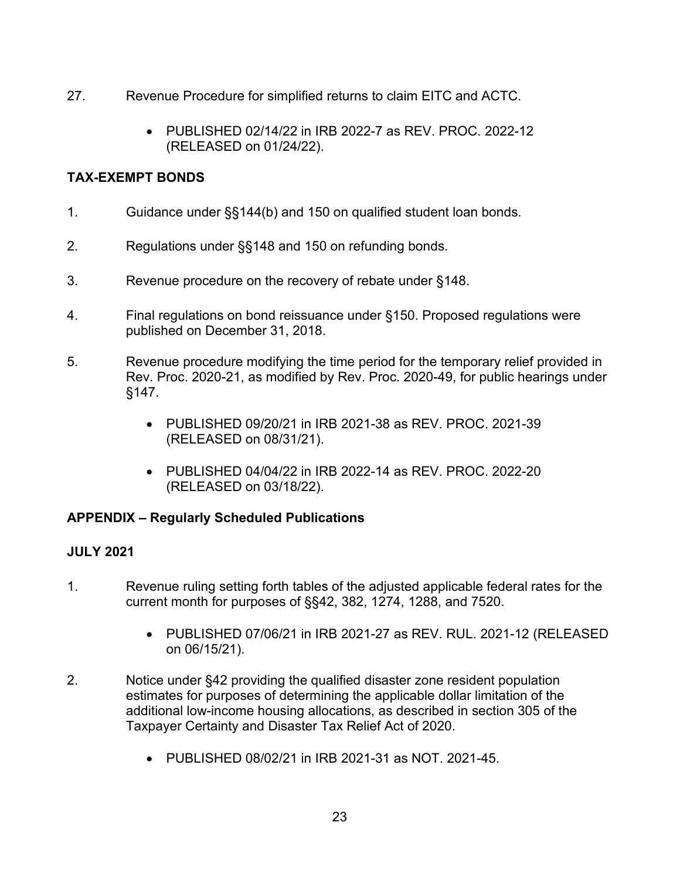27. Revenue Procedure for simplified returns to claim EITC and ACTC.

    - PUBLISHED 02/14/22 in IRB 2022-7 as REV. PROC. 2022-12 (RELEASED on 01/24/22).

**TAX-EXEMPT BONDS**

1. Guidance under §§144(b) and 150 on qualified student loan bonds.

2. Regulations under §§148 and 150 on refunding bonds.

3. Revenue procedure on the recovery of rebate under §148.

4. Final regulations on bond reissuance under §150. Proposed regulations were published on December 31, 2018.

5. Revenue procedure modifying the time period for the temporary relief provided in Rev. Proc. 2020-21, as modified by Rev. Proc. 2020-49, for public hearings under §147.

    - PUBLISHED 09/20/21 in IRB 2021-38 as REV. PROC. 2021-39 (RELEASED on 08/31/21).

    - PUBLISHED 04/04/22 in IRB 2022-14 as REV. PROC. 2022-20 (RELEASED on 03/18/22).

**APPENDIX – Regularly Scheduled Publications**

**JULY 2021**

1. Revenue ruling setting forth tables of the adjusted applicable federal rates for the current month for purposes of §§42, 382, 1274, 1288, and 7520.

    - PUBLISHED 07/06/21 in IRB 2021-27 as REV. RUL. 2021-12 (RELEASED on 06/15/21).

2. Notice under §42 providing the qualified disaster zone resident population estimates for purposes of determining the applicable dollar limitation of the additional low-income housing allocations, as described in section 305 of the Taxpayer Certainty and Disaster Tax Relief Act of 2020.

    - PUBLISHED 08/02/21 in IRB 2021-31 as NOT. 2021-45.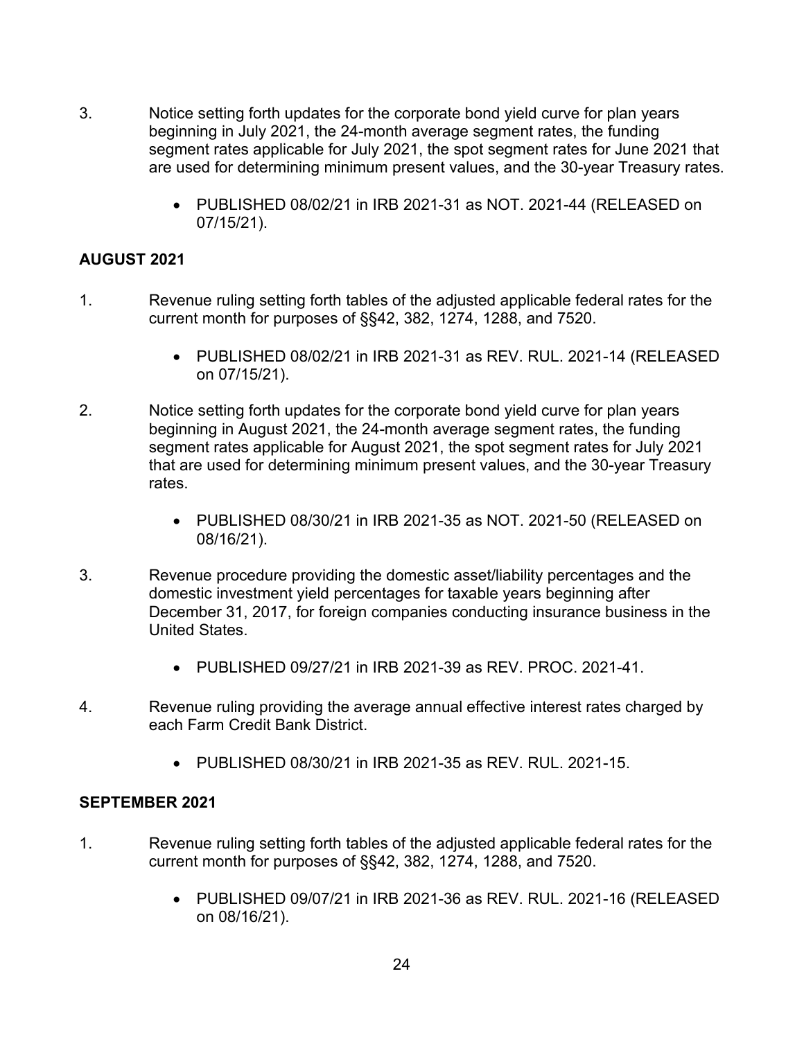3. Notice setting forth updates for the corporate bond yield curve for plan years beginning in July 2021, the 24-month average segment rates, the funding segment rates applicable for July 2021, the spot segment rates for June 2021 that are used for determining minimum present values, and the 30-year Treasury rates.

   - PUBLISHED 08/02/21 in IRB 2021-31 as NOT. 2021-44 (RELEASED on 07/15/21).

**AUGUST 2021**

1. Revenue ruling setting forth tables of the adjusted applicable federal rates for the current month for purposes of §§42, 382, 1274, 1288, and 7520.

   - PUBLISHED 08/02/21 in IRB 2021-31 as REV. RUL. 2021-14 (RELEASED on 07/15/21).

2. Notice setting forth updates for the corporate bond yield curve for plan years beginning in August 2021, the 24-month average segment rates, the funding segment rates applicable for August 2021, the spot segment rates for July 2021 that are used for determining minimum present values, and the 30-year Treasury rates.

   - PUBLISHED 08/30/21 in IRB 2021-35 as NOT. 2021-50 (RELEASED on 08/16/21).

3. Revenue procedure providing the domestic asset/liability percentages and the domestic investment yield percentages for taxable years beginning after December 31, 2017, for foreign companies conducting insurance business in the United States.

   - PUBLISHED 09/27/21 in IRB 2021-39 as REV. PROC. 2021-41.

4. Revenue ruling providing the average annual effective interest rates charged by each Farm Credit Bank District.

   - PUBLISHED 08/30/21 in IRB 2021-35 as REV. RUL. 2021-15.

**SEPTEMBER 2021**

1. Revenue ruling setting forth tables of the adjusted applicable federal rates for the current month for purposes of §§42, 382, 1274, 1288, and 7520.

   - PUBLISHED 09/07/21 in IRB 2021-36 as REV. RUL. 2021-16 (RELEASED on 08/16/21).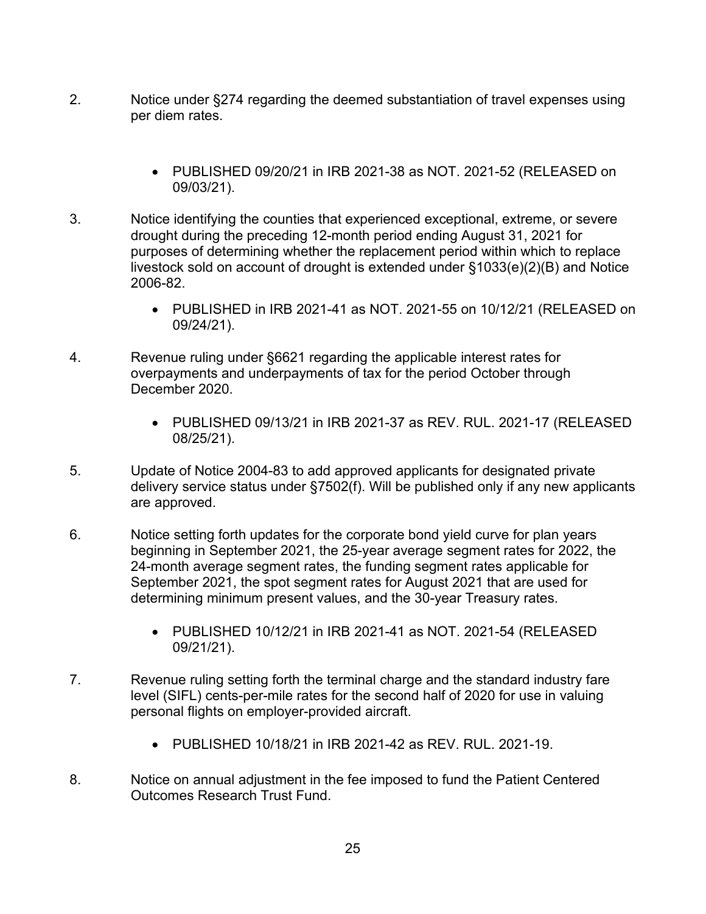2. Notice under §274 regarding the deemed substantiation of travel expenses using per diem rates.

    - PUBLISHED 09/20/21 in IRB 2021-38 as NOT. 2021-52 (RELEASED on 09/03/21).

3. Notice identifying the counties that experienced exceptional, extreme, or severe drought during the preceding 12-month period ending August 31, 2021 for purposes of determining whether the replacement period within which to replace livestock sold on account of drought is extended under §1033(e)(2)(B) and Notice 2006-82.

    - PUBLISHED in IRB 2021-41 as NOT. 2021-55 on 10/12/21 (RELEASED on 09/24/21).

4. Revenue ruling under §6621 regarding the applicable interest rates for overpayments and underpayments of tax for the period October through December 2020.

    - PUBLISHED 09/13/21 in IRB 2021-37 as REV. RUL. 2021-17 (RELEASED 08/25/21).

5. Update of Notice 2004-83 to add approved applicants for designated private delivery service status under §7502(f). Will be published only if any new applicants are approved.

6. Notice setting forth updates for the corporate bond yield curve for plan years beginning in September 2021, the 25-year average segment rates for 2022, the 24-month average segment rates, the funding segment rates applicable for September 2021, the spot segment rates for August 2021 that are used for determining minimum present values, and the 30-year Treasury rates.

    - PUBLISHED 10/12/21 in IRB 2021-41 as NOT. 2021-54 (RELEASED 09/21/21).

7. Revenue ruling setting forth the terminal charge and the standard industry fare level (SIFL) cents-per-mile rates for the second half of 2020 for use in valuing personal flights on employer-provided aircraft.

    - PUBLISHED 10/18/21 in IRB 2021-42 as REV. RUL. 2021-19.

8. Notice on annual adjustment in the fee imposed to fund the Patient Centered Outcomes Research Trust Fund.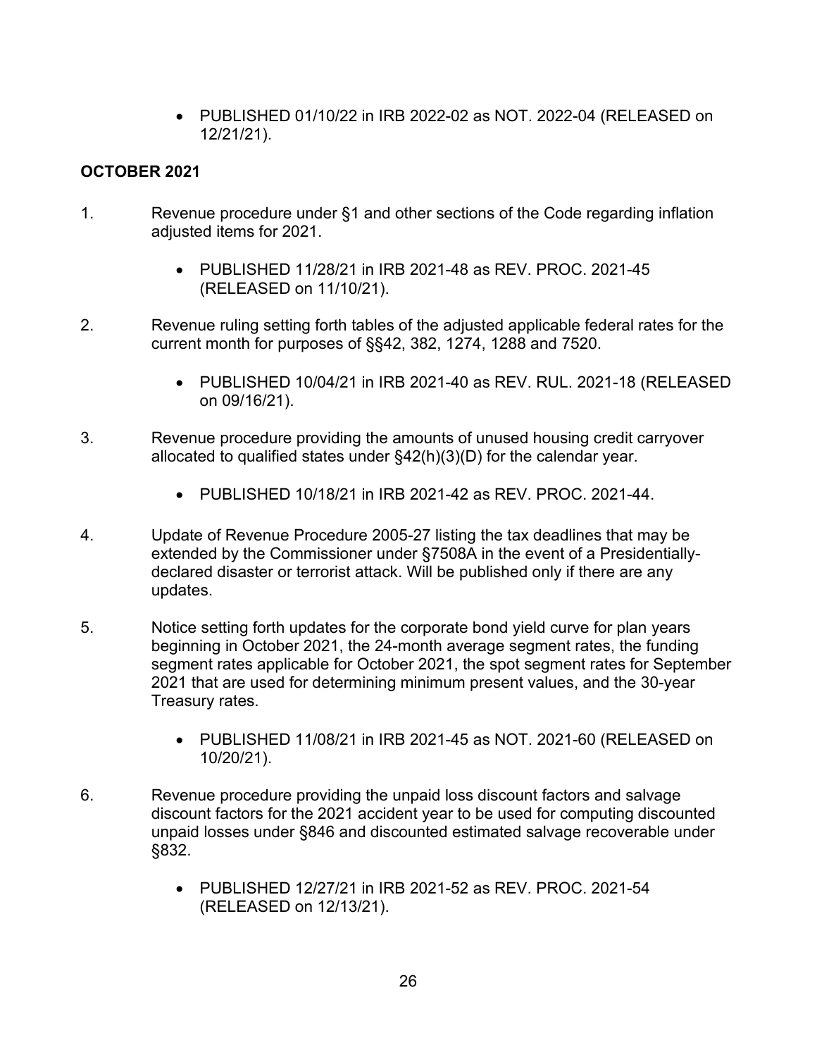- PUBLISHED 01/10/22 in IRB 2022-02 as NOT. 2022-04 (RELEASED on 12/21/21).

**OCTOBER 2021**

1. Revenue procedure under §1 and other sections of the Code regarding inflation adjusted items for 2021.

    - PUBLISHED 11/28/21 in IRB 2021-48 as REV. PROC. 2021-45 (RELEASED on 11/10/21).

2. Revenue ruling setting forth tables of the adjusted applicable federal rates for the current month for purposes of §§42, 382, 1274, 1288 and 7520.

    - PUBLISHED 10/04/21 in IRB 2021-40 as REV. RUL. 2021-18 (RELEASED on 09/16/21).

3. Revenue procedure providing the amounts of unused housing credit carryover allocated to qualified states under §42(h)(3)(D) for the calendar year.

    - PUBLISHED 10/18/21 in IRB 2021-42 as REV. PROC. 2021-44.

4. Update of Revenue Procedure 2005-27 listing the tax deadlines that may be extended by the Commissioner under §7508A in the event of a Presidentially-declared disaster or terrorist attack. Will be published only if there are any updates.

5. Notice setting forth updates for the corporate bond yield curve for plan years beginning in October 2021, the 24-month average segment rates, the funding segment rates applicable for October 2021, the spot segment rates for September 2021 that are used for determining minimum present values, and the 30-year Treasury rates.

    - PUBLISHED 11/08/21 in IRB 2021-45 as NOT. 2021-60 (RELEASED on 10/20/21).

6. Revenue procedure providing the unpaid loss discount factors and salvage discount factors for the 2021 accident year to be used for computing discounted unpaid losses under §846 and discounted estimated salvage recoverable under §832.

    - PUBLISHED 12/27/21 in IRB 2021-52 as REV. PROC. 2021-54 (RELEASED on 12/13/21).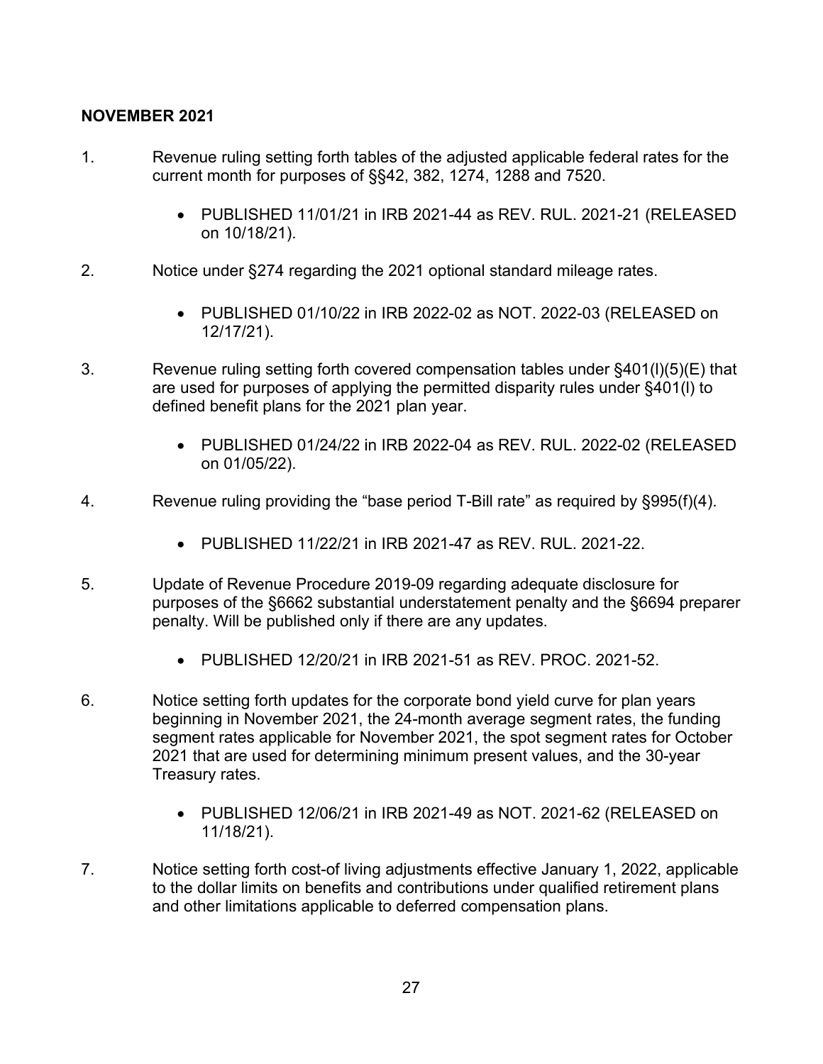**NOVEMBER 2021**

1. Revenue ruling setting forth tables of the adjusted applicable federal rates for the current month for purposes of §§42, 382, 1274, 1288 and 7520.

   - PUBLISHED 11/01/21 in IRB 2021-44 as REV. RUL. 2021-21 (RELEASED on 10/18/21).

2. Notice under §274 regarding the 2021 optional standard mileage rates.

   - PUBLISHED 01/10/22 in IRB 2022-02 as NOT. 2022-03 (RELEASED on 12/17/21).

3. Revenue ruling setting forth covered compensation tables under §401(l)(5)(E) that are used for purposes of applying the permitted disparity rules under §401(l) to defined benefit plans for the 2021 plan year.

   - PUBLISHED 01/24/22 in IRB 2022-04 as REV. RUL. 2022-02 (RELEASED on 01/05/22).

4. Revenue ruling providing the "base period T-Bill rate" as required by §995(f)(4).

   - PUBLISHED 11/22/21 in IRB 2021-47 as REV. RUL. 2021-22.

5. Update of Revenue Procedure 2019-09 regarding adequate disclosure for purposes of the §6662 substantial understatement penalty and the §6694 preparer penalty. Will be published only if there are any updates.

   - PUBLISHED 12/20/21 in IRB 2021-51 as REV. PROC. 2021-52.

6. Notice setting forth updates for the corporate bond yield curve for plan years beginning in November 2021, the 24-month average segment rates, the funding segment rates applicable for November 2021, the spot segment rates for October 2021 that are used for determining minimum present values, and the 30-year Treasury rates.

   - PUBLISHED 12/06/21 in IRB 2021-49 as NOT. 2021-62 (RELEASED on 11/18/21).

7. Notice setting forth cost-of living adjustments effective January 1, 2022, applicable to the dollar limits on benefits and contributions under qualified retirement plans and other limitations applicable to deferred compensation plans.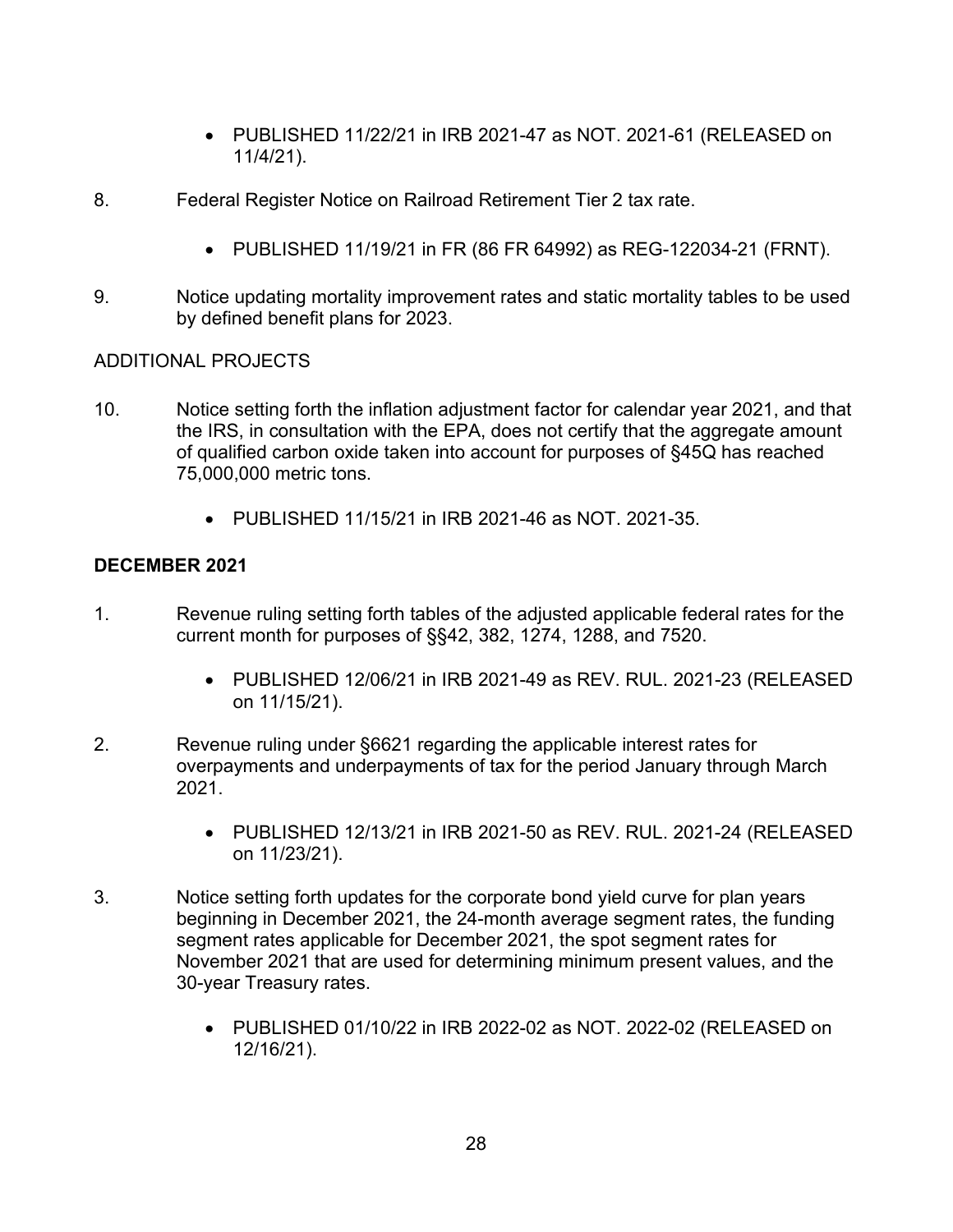- PUBLISHED 11/22/21 in IRB 2021-47 as NOT. 2021-61 (RELEASED on 11/4/21).

8. Federal Register Notice on Railroad Retirement Tier 2 tax rate.

   - PUBLISHED 11/19/21 in FR (86 FR 64992) as REG-122034-21 (FRNT).

9. Notice updating mortality improvement rates and static mortality tables to be used by defined benefit plans for 2023.

ADDITIONAL PROJECTS

10. Notice setting forth the inflation adjustment factor for calendar year 2021, and that the IRS, in consultation with the EPA, does not certify that the aggregate amount of qualified carbon oxide taken into account for purposes of §45Q has reached 75,000,000 metric tons.

    - PUBLISHED 11/15/21 in IRB 2021-46 as NOT. 2021-35.

**DECEMBER 2021**

1. Revenue ruling setting forth tables of the adjusted applicable federal rates for the current month for purposes of §§42, 382, 1274, 1288, and 7520.

   - PUBLISHED 12/06/21 in IRB 2021-49 as REV. RUL. 2021-23 (RELEASED on 11/15/21).

2. Revenue ruling under §6621 regarding the applicable interest rates for overpayments and underpayments of tax for the period January through March 2021.

   - PUBLISHED 12/13/21 in IRB 2021-50 as REV. RUL. 2021-24 (RELEASED on 11/23/21).

3. Notice setting forth updates for the corporate bond yield curve for plan years beginning in December 2021, the 24-month average segment rates, the funding segment rates applicable for December 2021, the spot segment rates for November 2021 that are used for determining minimum present values, and the 30-year Treasury rates.

   - PUBLISHED 01/10/22 in IRB 2022-02 as NOT. 2022-02 (RELEASED on 12/16/21).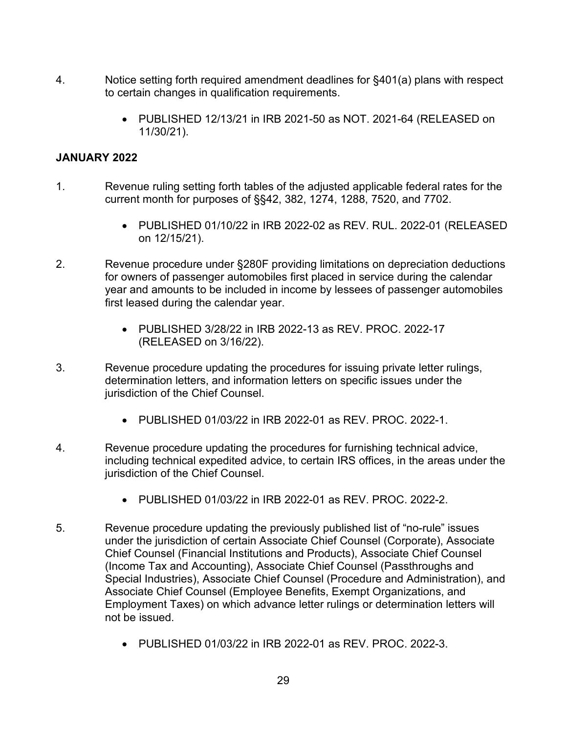4. Notice setting forth required amendment deadlines for §401(a) plans with respect to certain changes in qualification requirements.

    - PUBLISHED 12/13/21 in IRB 2021-50 as NOT. 2021-64 (RELEASED on 11/30/21).

**JANUARY 2022**

1. Revenue ruling setting forth tables of the adjusted applicable federal rates for the current month for purposes of §§42, 382, 1274, 1288, 7520, and 7702.

    - PUBLISHED 01/10/22 in IRB 2022-02 as REV. RUL. 2022-01 (RELEASED on 12/15/21).

2. Revenue procedure under §280F providing limitations on depreciation deductions for owners of passenger automobiles first placed in service during the calendar year and amounts to be included in income by lessees of passenger automobiles first leased during the calendar year.

    - PUBLISHED 3/28/22 in IRB 2022-13 as REV. PROC. 2022-17 (RELEASED on 3/16/22).

3. Revenue procedure updating the procedures for issuing private letter rulings, determination letters, and information letters on specific issues under the jurisdiction of the Chief Counsel.

    - PUBLISHED 01/03/22 in IRB 2022-01 as REV. PROC. 2022-1.

4. Revenue procedure updating the procedures for furnishing technical advice, including technical expedited advice, to certain IRS offices, in the areas under the jurisdiction of the Chief Counsel.

    - PUBLISHED 01/03/22 in IRB 2022-01 as REV. PROC. 2022-2.

5. Revenue procedure updating the previously published list of "no-rule" issues under the jurisdiction of certain Associate Chief Counsel (Corporate), Associate Chief Counsel (Financial Institutions and Products), Associate Chief Counsel (Income Tax and Accounting), Associate Chief Counsel (Passthroughs and Special Industries), Associate Chief Counsel (Procedure and Administration), and Associate Chief Counsel (Employee Benefits, Exempt Organizations, and Employment Taxes) on which advance letter rulings or determination letters will not be issued.

    - PUBLISHED 01/03/22 in IRB 2022-01 as REV. PROC. 2022-3.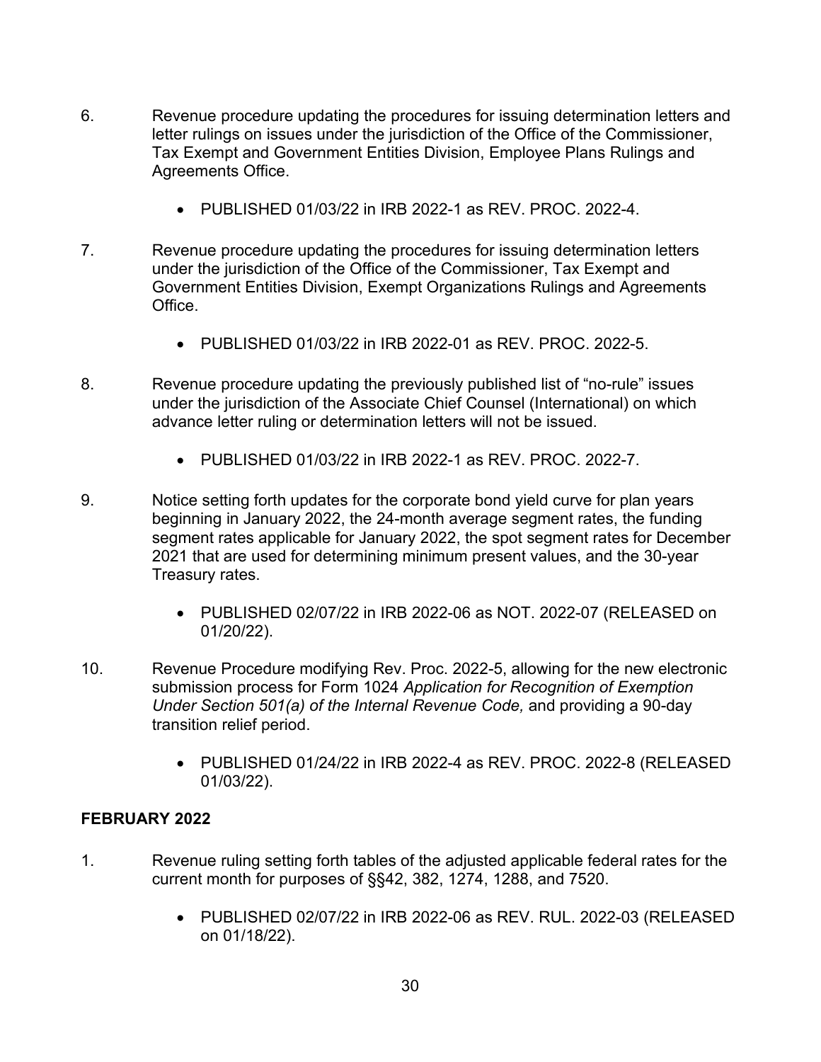6. Revenue procedure updating the procedures for issuing determination letters and letter rulings on issues under the jurisdiction of the Office of the Commissioner, Tax Exempt and Government Entities Division, Employee Plans Rulings and Agreements Office.

   - PUBLISHED 01/03/22 in IRB 2022-1 as REV. PROC. 2022-4.

7. Revenue procedure updating the procedures for issuing determination letters under the jurisdiction of the Office of the Commissioner, Tax Exempt and Government Entities Division, Exempt Organizations Rulings and Agreements Office.

   - PUBLISHED 01/03/22 in IRB 2022-01 as REV. PROC. 2022-5.

8. Revenue procedure updating the previously published list of "no-rule" issues under the jurisdiction of the Associate Chief Counsel (International) on which advance letter ruling or determination letters will not be issued.

   - PUBLISHED 01/03/22 in IRB 2022-1 as REV. PROC. 2022-7.

9. Notice setting forth updates for the corporate bond yield curve for plan years beginning in January 2022, the 24-month average segment rates, the funding segment rates applicable for January 2022, the spot segment rates for December 2021 that are used for determining minimum present values, and the 30-year Treasury rates.

   - PUBLISHED 02/07/22 in IRB 2022-06 as NOT. 2022-07 (RELEASED on 01/20/22).

10. Revenue Procedure modifying Rev. Proc. 2022-5, allowing for the new electronic submission process for Form 1024 *Application for Recognition of Exemption Under Section 501(a) of the Internal Revenue Code,* and providing a 90-day transition relief period.

    - PUBLISHED 01/24/22 in IRB 2022-4 as REV. PROC. 2022-8 (RELEASED 01/03/22).

**FEBRUARY 2022**

1. Revenue ruling setting forth tables of the adjusted applicable federal rates for the current month for purposes of §§42, 382, 1274, 1288, and 7520.

   - PUBLISHED 02/07/22 in IRB 2022-06 as REV. RUL. 2022-03 (RELEASED on 01/18/22).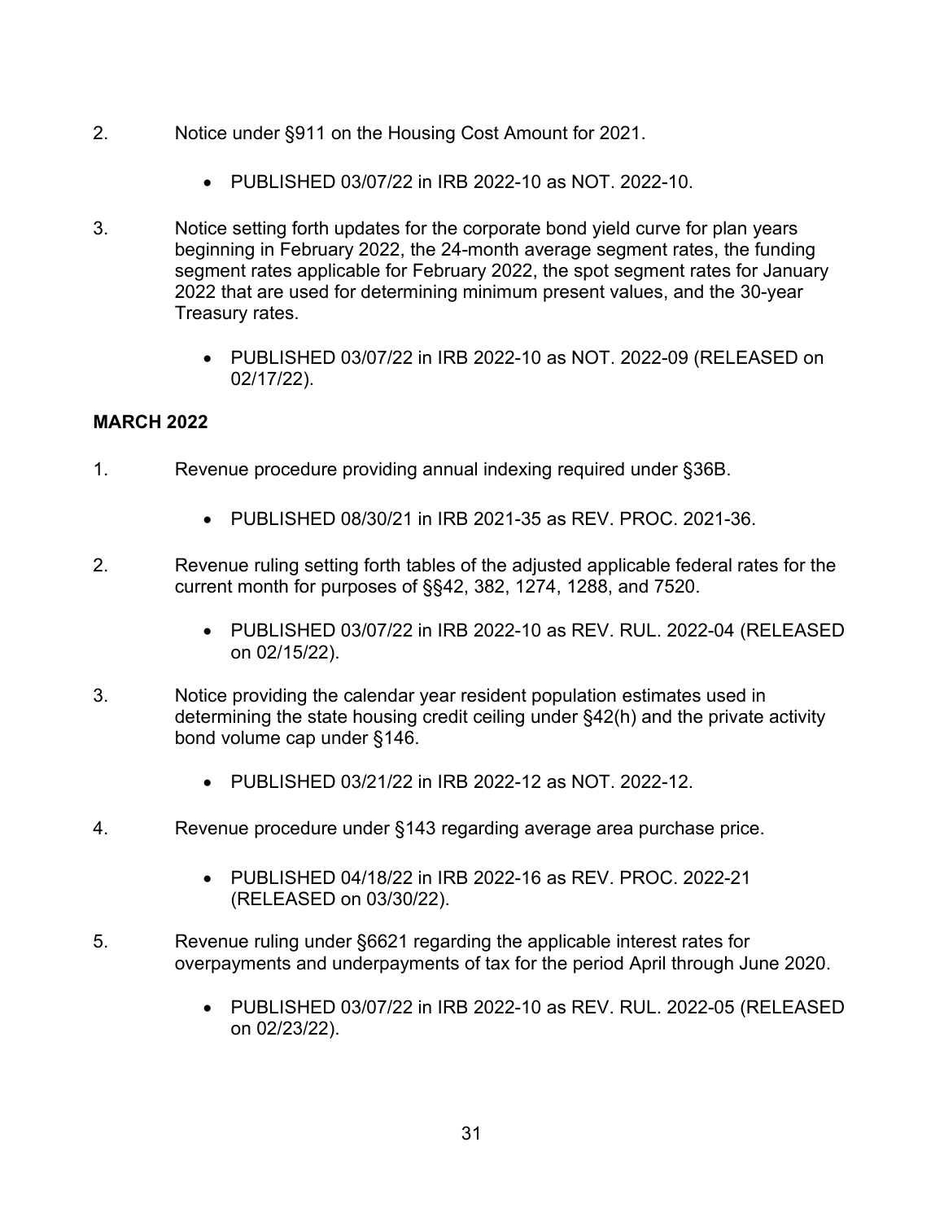2. Notice under §911 on the Housing Cost Amount for 2021.

   - PUBLISHED 03/07/22 in IRB 2022-10 as NOT. 2022-10.

3. Notice setting forth updates for the corporate bond yield curve for plan years beginning in February 2022, the 24-month average segment rates, the funding segment rates applicable for February 2022, the spot segment rates for January 2022 that are used for determining minimum present values, and the 30-year Treasury rates.

   - PUBLISHED 03/07/22 in IRB 2022-10 as NOT. 2022-09 (RELEASED on 02/17/22).

**MARCH 2022**

1. Revenue procedure providing annual indexing required under §36B.

   - PUBLISHED 08/30/21 in IRB 2021-35 as REV. PROC. 2021-36.

2. Revenue ruling setting forth tables of the adjusted applicable federal rates for the current month for purposes of §§42, 382, 1274, 1288, and 7520.

   - PUBLISHED 03/07/22 in IRB 2022-10 as REV. RUL. 2022-04 (RELEASED on 02/15/22).

3. Notice providing the calendar year resident population estimates used in determining the state housing credit ceiling under §42(h) and the private activity bond volume cap under §146.

   - PUBLISHED 03/21/22 in IRB 2022-12 as NOT. 2022-12.

4. Revenue procedure under §143 regarding average area purchase price.

   - PUBLISHED 04/18/22 in IRB 2022-16 as REV. PROC. 2022-21 (RELEASED on 03/30/22).

5. Revenue ruling under §6621 regarding the applicable interest rates for overpayments and underpayments of tax for the period April through June 2020.

   - PUBLISHED 03/07/22 in IRB 2022-10 as REV. RUL. 2022-05 (RELEASED on 02/23/22).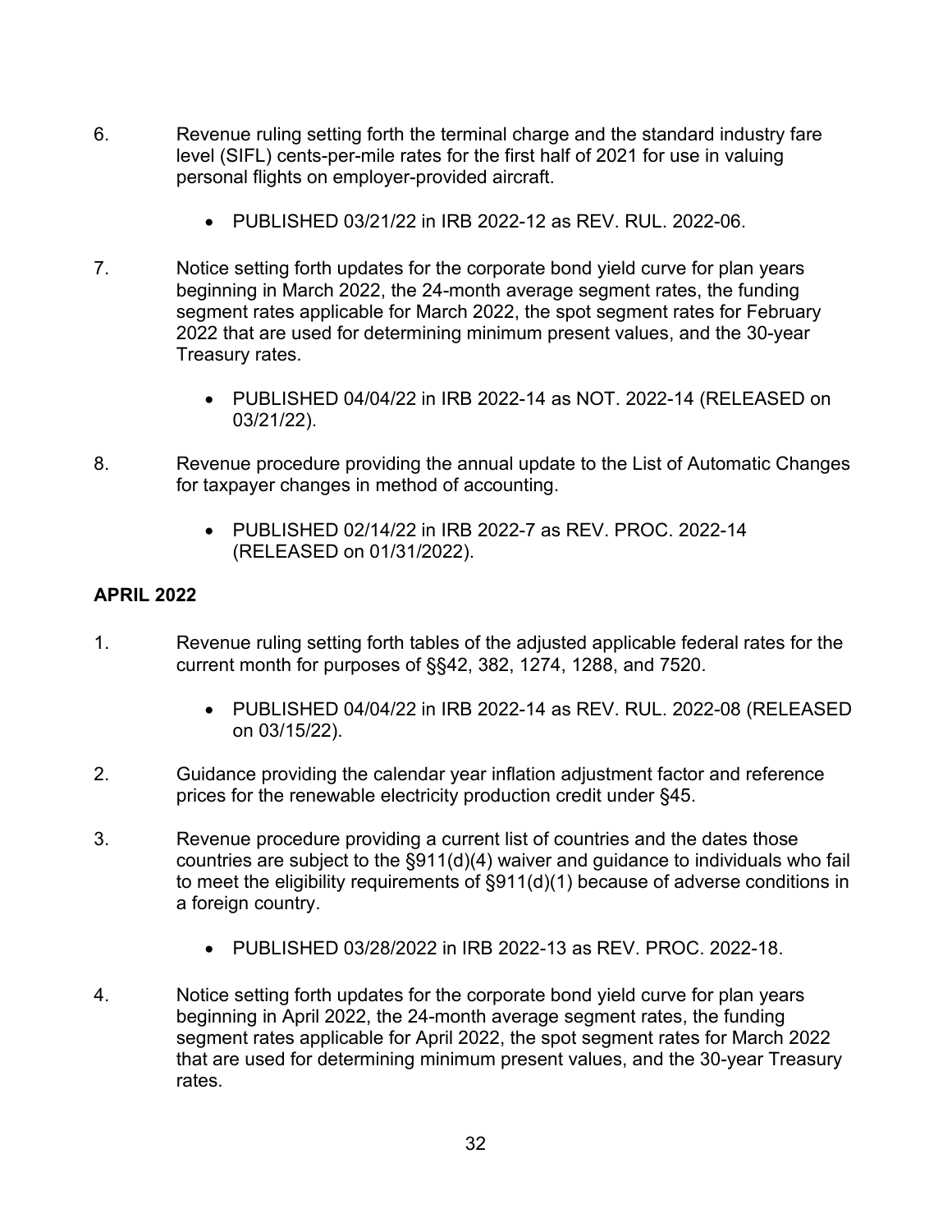6. Revenue ruling setting forth the terminal charge and the standard industry fare level (SIFL) cents-per-mile rates for the first half of 2021 for use in valuing personal flights on employer-provided aircraft.

    - PUBLISHED 03/21/22 in IRB 2022-12 as REV. RUL. 2022-06.

7. Notice setting forth updates for the corporate bond yield curve for plan years beginning in March 2022, the 24-month average segment rates, the funding segment rates applicable for March 2022, the spot segment rates for February 2022 that are used for determining minimum present values, and the 30-year Treasury rates.

    - PUBLISHED 04/04/22 in IRB 2022-14 as NOT. 2022-14 (RELEASED on 03/21/22).

8. Revenue procedure providing the annual update to the List of Automatic Changes for taxpayer changes in method of accounting.

    - PUBLISHED 02/14/22 in IRB 2022-7 as REV. PROC. 2022-14 (RELEASED on 01/31/2022).

**APRIL 2022**

1. Revenue ruling setting forth tables of the adjusted applicable federal rates for the current month for purposes of §§42, 382, 1274, 1288, and 7520.

    - PUBLISHED 04/04/22 in IRB 2022-14 as REV. RUL. 2022-08 (RELEASED on 03/15/22).

2. Guidance providing the calendar year inflation adjustment factor and reference prices for the renewable electricity production credit under §45.

3. Revenue procedure providing a current list of countries and the dates those countries are subject to the §911(d)(4) waiver and guidance to individuals who fail to meet the eligibility requirements of §911(d)(1) because of adverse conditions in a foreign country.

    - PUBLISHED 03/28/2022 in IRB 2022-13 as REV. PROC. 2022-18.

4. Notice setting forth updates for the corporate bond yield curve for plan years beginning in April 2022, the 24-month average segment rates, the funding segment rates applicable for April 2022, the spot segment rates for March 2022 that are used for determining minimum present values, and the 30-year Treasury rates.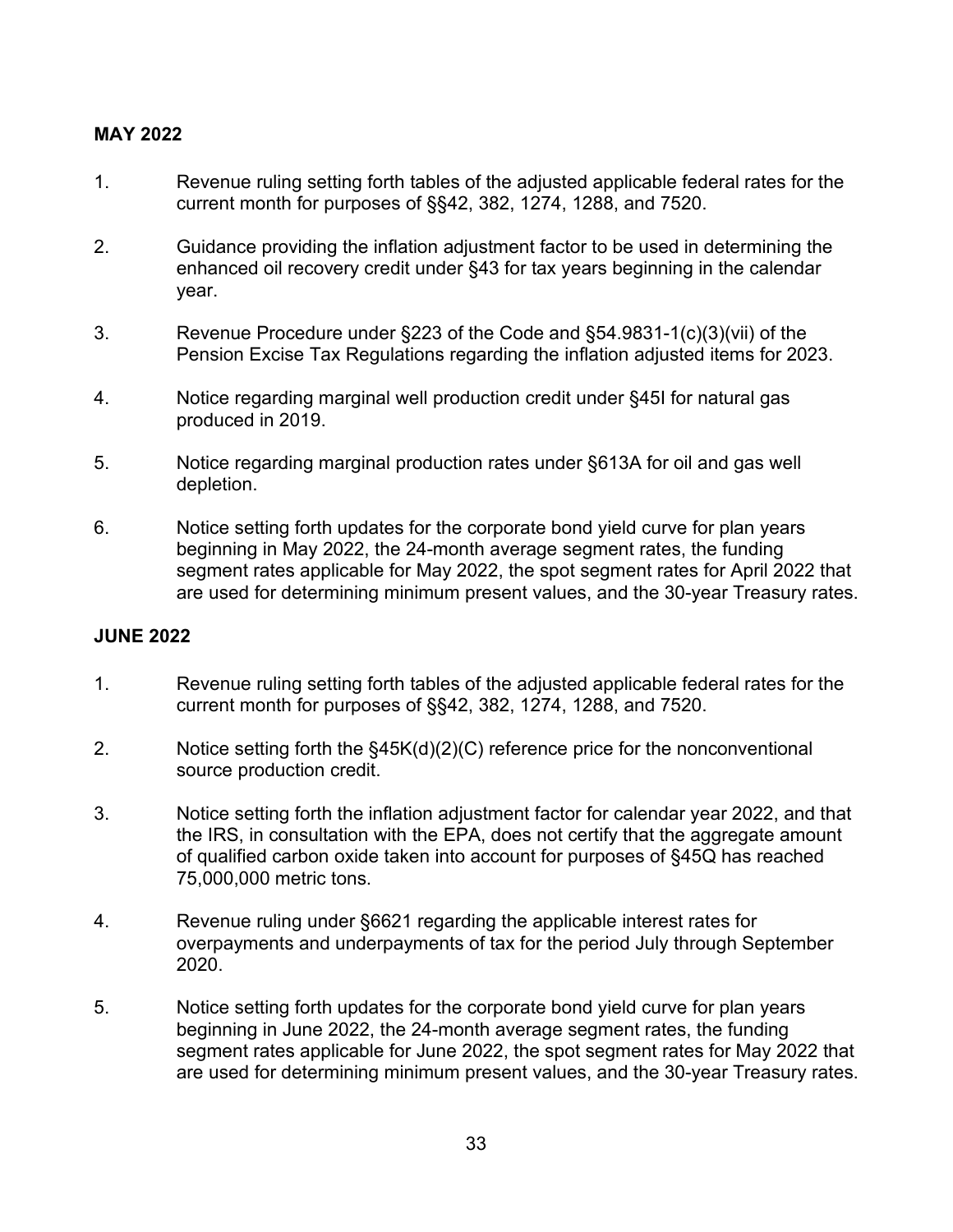**MAY 2022**

1. Revenue ruling setting forth tables of the adjusted applicable federal rates for the current month for purposes of §§42, 382, 1274, 1288, and 7520.

2. Guidance providing the inflation adjustment factor to be used in determining the enhanced oil recovery credit under §43 for tax years beginning in the calendar year.

3. Revenue Procedure under §223 of the Code and §54.9831-1(c)(3)(vii) of the Pension Excise Tax Regulations regarding the inflation adjusted items for 2023.

4. Notice regarding marginal well production credit under §45I for natural gas produced in 2019.

5. Notice regarding marginal production rates under §613A for oil and gas well depletion.

6. Notice setting forth updates for the corporate bond yield curve for plan years beginning in May 2022, the 24-month average segment rates, the funding segment rates applicable for May 2022, the spot segment rates for April 2022 that are used for determining minimum present values, and the 30-year Treasury rates.

**JUNE 2022**

1. Revenue ruling setting forth tables of the adjusted applicable federal rates for the current month for purposes of §§42, 382, 1274, 1288, and 7520.

2. Notice setting forth the §45K(d)(2)(C) reference price for the nonconventional source production credit.

3. Notice setting forth the inflation adjustment factor for calendar year 2022, and that the IRS, in consultation with the EPA, does not certify that the aggregate amount of qualified carbon oxide taken into account for purposes of §45Q has reached 75,000,000 metric tons.

4. Revenue ruling under §6621 regarding the applicable interest rates for overpayments and underpayments of tax for the period July through September 2020.

5. Notice setting forth updates for the corporate bond yield curve for plan years beginning in June 2022, the 24-month average segment rates, the funding segment rates applicable for June 2022, the spot segment rates for May 2022 that are used for determining minimum present values, and the 30-year Treasury rates.